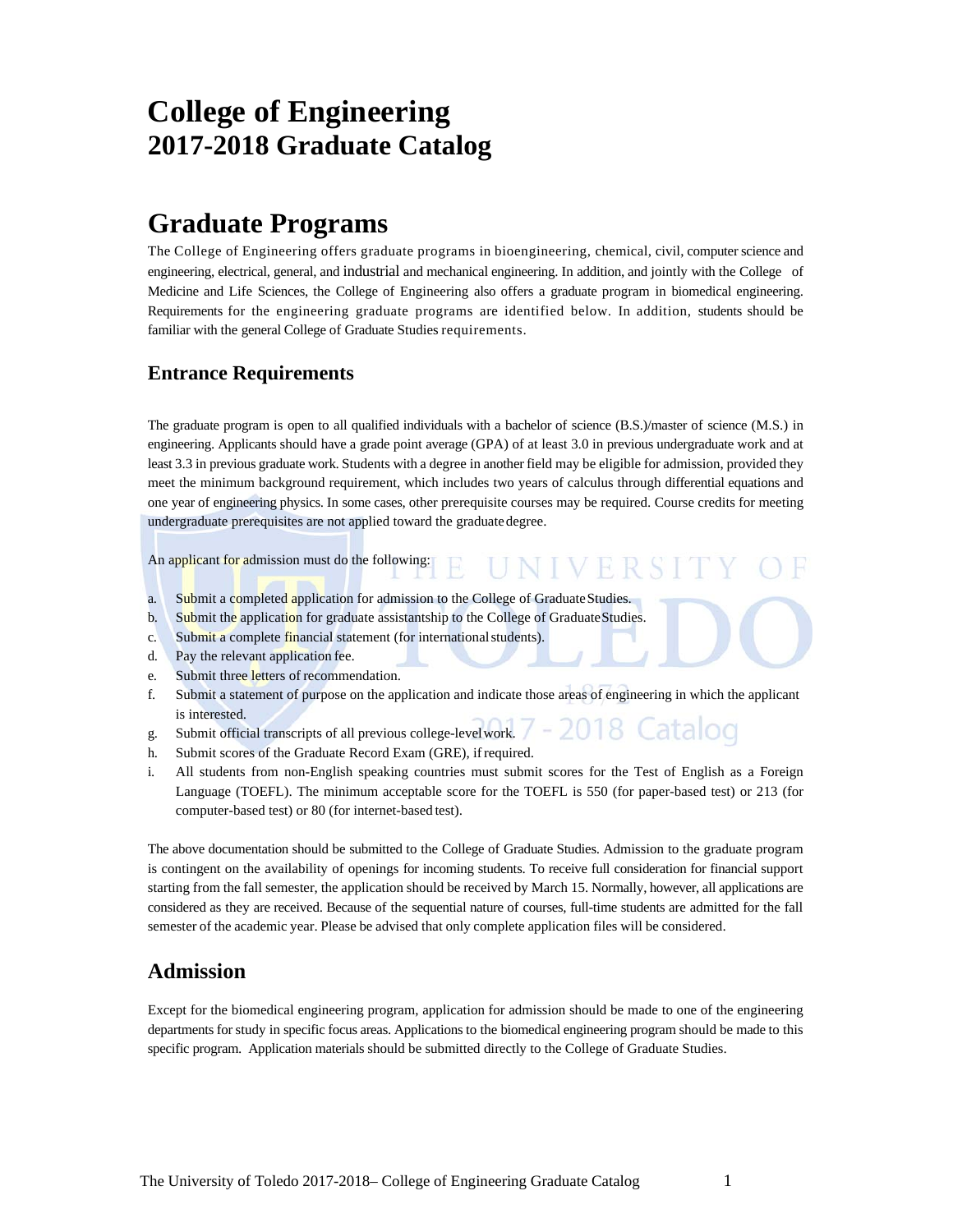# College of Engineering
## 2017-2018 Graduate Catalog

# Graduate Programs

The College of Engineering offers graduate programs in bioengineering, chemical, civil, computer science and engineering, electrical, general, and industrial and mechanical engineering. In addition, and jointly with the College of Medicine and Life Sciences, the College of Engineering also offers a graduate program in biomedical engineering. Requirements for the engineering graduate programs are identified below. In addition, students should be familiar with the general College of Graduate Studies requirements.

## Entrance Requirements

The graduate program is open to all qualified individuals with a bachelor of science (B.S.)/master of science (M.S.) in engineering. Applicants should have a grade point average (GPA) of at least 3.0 in previous undergraduate work and at least 3.3 in previous graduate work. Students with a degree in another field may be eligible for admission, provided they meet the minimum background requirement, which includes two years of calculus through differential equations and one year of engineering physics. In some cases, other prerequisite courses may be required. Course credits for meeting undergraduate prerequisites are not applied toward the graduate degree.

An applicant for admission must do the following:

a. Submit a completed application for admission to the College of Graduate Studies.
b. Submit the application for graduate assistantship to the College of Graduate Studies.
c. Submit a complete financial statement (for international students).
d. Pay the relevant application fee.
e. Submit three letters of recommendation.
f. Submit a statement of purpose on the application and indicate those areas of engineering in which the applicant is interested.
g. Submit official transcripts of all previous college-level work.
h. Submit scores of the Graduate Record Exam (GRE), if required.
i. All students from non-English speaking countries must submit scores for the Test of English as a Foreign Language (TOEFL). The minimum acceptable score for the TOEFL is 550 (for paper-based test) or 213 (for computer-based test) or 80 (for internet-based test).

The above documentation should be submitted to the College of Graduate Studies. Admission to the graduate program is contingent on the availability of openings for incoming students. To receive full consideration for financial support starting from the fall semester, the application should be received by March 15. Normally, however, all applications are considered as they are received. Because of the sequential nature of courses, full-time students are admitted for the fall semester of the academic year. Please be advised that only complete application files will be considered.

## Admission

Except for the biomedical engineering program, application for admission should be made to one of the engineering departments for study in specific focus areas. Applications to the biomedical engineering program should be made to this specific program. Application materials should be submitted directly to the College of Graduate Studies.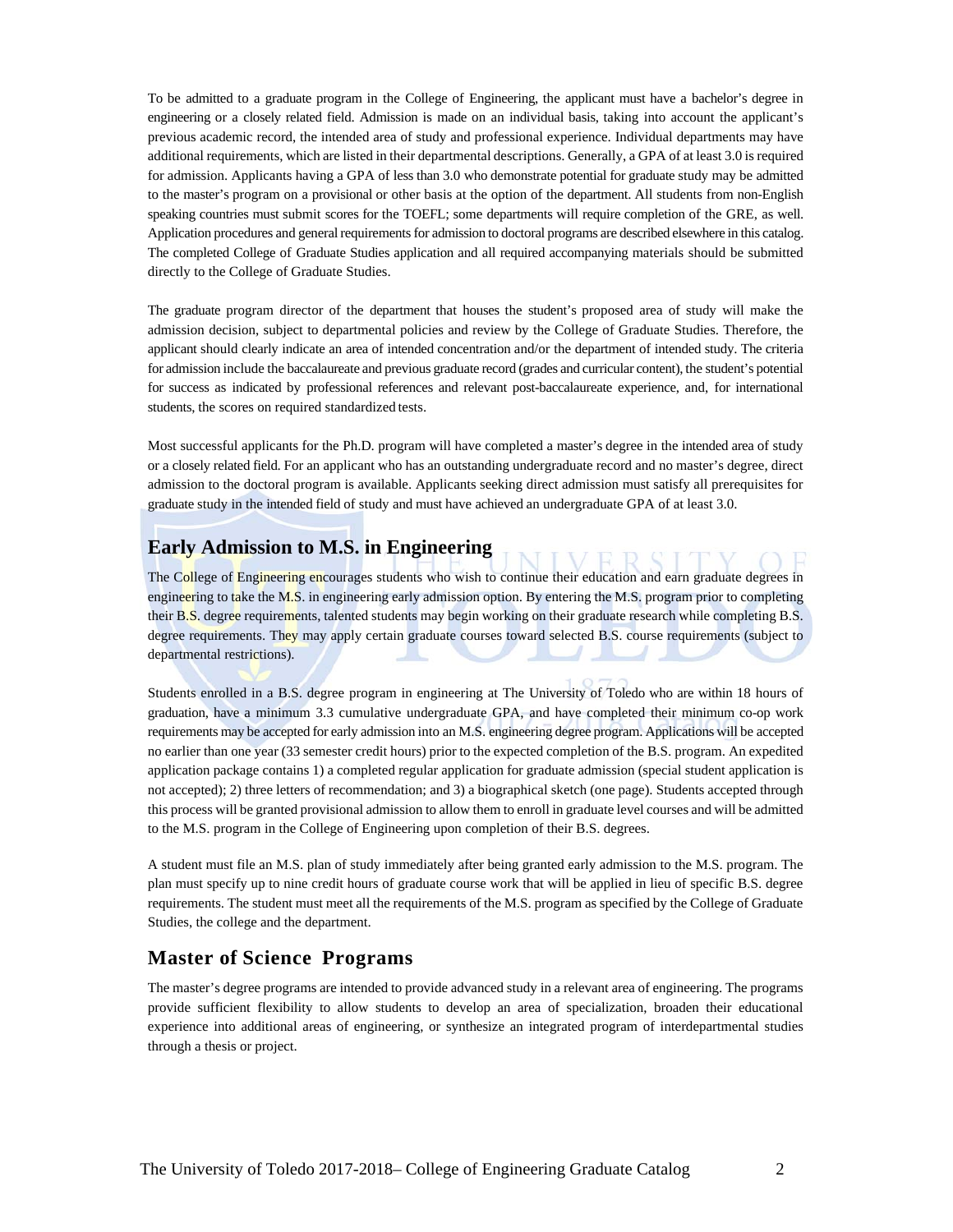To be admitted to a graduate program in the College of Engineering, the applicant must have a bachelor's degree in engineering or a closely related field. Admission is made on an individual basis, taking into account the applicant's previous academic record, the intended area of study and professional experience. Individual departments may have additional requirements, which are listed in their departmental descriptions. Generally, a GPA of at least 3.0 is required for admission. Applicants having a GPA of less than 3.0 who demonstrate potential for graduate study may be admitted to the master's program on a provisional or other basis at the option of the department. All students from non-English speaking countries must submit scores for the TOEFL; some departments will require completion of the GRE, as well. Application procedures and general requirements for admission to doctoral programs are described elsewhere in this catalog. The completed College of Graduate Studies application and all required accompanying materials should be submitted directly to the College of Graduate Studies.

The graduate program director of the department that houses the student's proposed area of study will make the admission decision, subject to departmental policies and review by the College of Graduate Studies. Therefore, the applicant should clearly indicate an area of intended concentration and/or the department of intended study. The criteria for admission include the baccalaureate and previous graduate record (grades and curricular content), the student's potential for success as indicated by professional references and relevant post-baccalaureate experience, and, for international students, the scores on required standardized tests.

Most successful applicants for the Ph.D. program will have completed a master's degree in the intended area of study or a closely related field. For an applicant who has an outstanding undergraduate record and no master's degree, direct admission to the doctoral program is available. Applicants seeking direct admission must satisfy all prerequisites for graduate study in the intended field of study and must have achieved an undergraduate GPA of at least 3.0.

## Early Admission to M.S. in Engineering

The College of Engineering encourages students who wish to continue their education and earn graduate degrees in engineering to take the M.S. in engineering early admission option. By entering the M.S. program prior to completing their B.S. degree requirements, talented students may begin working on their graduate research while completing B.S. degree requirements. They may apply certain graduate courses toward selected B.S. course requirements (subject to departmental restrictions).

Students enrolled in a B.S. degree program in engineering at The University of Toledo who are within 18 hours of graduation, have a minimum 3.3 cumulative undergraduate GPA, and have completed their minimum co-op work requirements may be accepted for early admission into an M.S. engineering degree program. Applications will be accepted no earlier than one year (33 semester credit hours) prior to the expected completion of the B.S. program. An expedited application package contains 1) a completed regular application for graduate admission (special student application is not accepted); 2) three letters of recommendation; and 3) a biographical sketch (one page). Students accepted through this process will be granted provisional admission to allow them to enroll in graduate level courses and will be admitted to the M.S. program in the College of Engineering upon completion of their B.S. degrees.

A student must file an M.S. plan of study immediately after being granted early admission to the M.S. program. The plan must specify up to nine credit hours of graduate course work that will be applied in lieu of specific B.S. degree requirements. The student must meet all the requirements of the M.S. program as specified by the College of Graduate Studies, the college and the department.

## Master of Science Programs

The master's degree programs are intended to provide advanced study in a relevant area of engineering. The programs provide sufficient flexibility to allow students to develop an area of specialization, broaden their educational experience into additional areas of engineering, or synthesize an integrated program of interdepartmental studies through a thesis or project.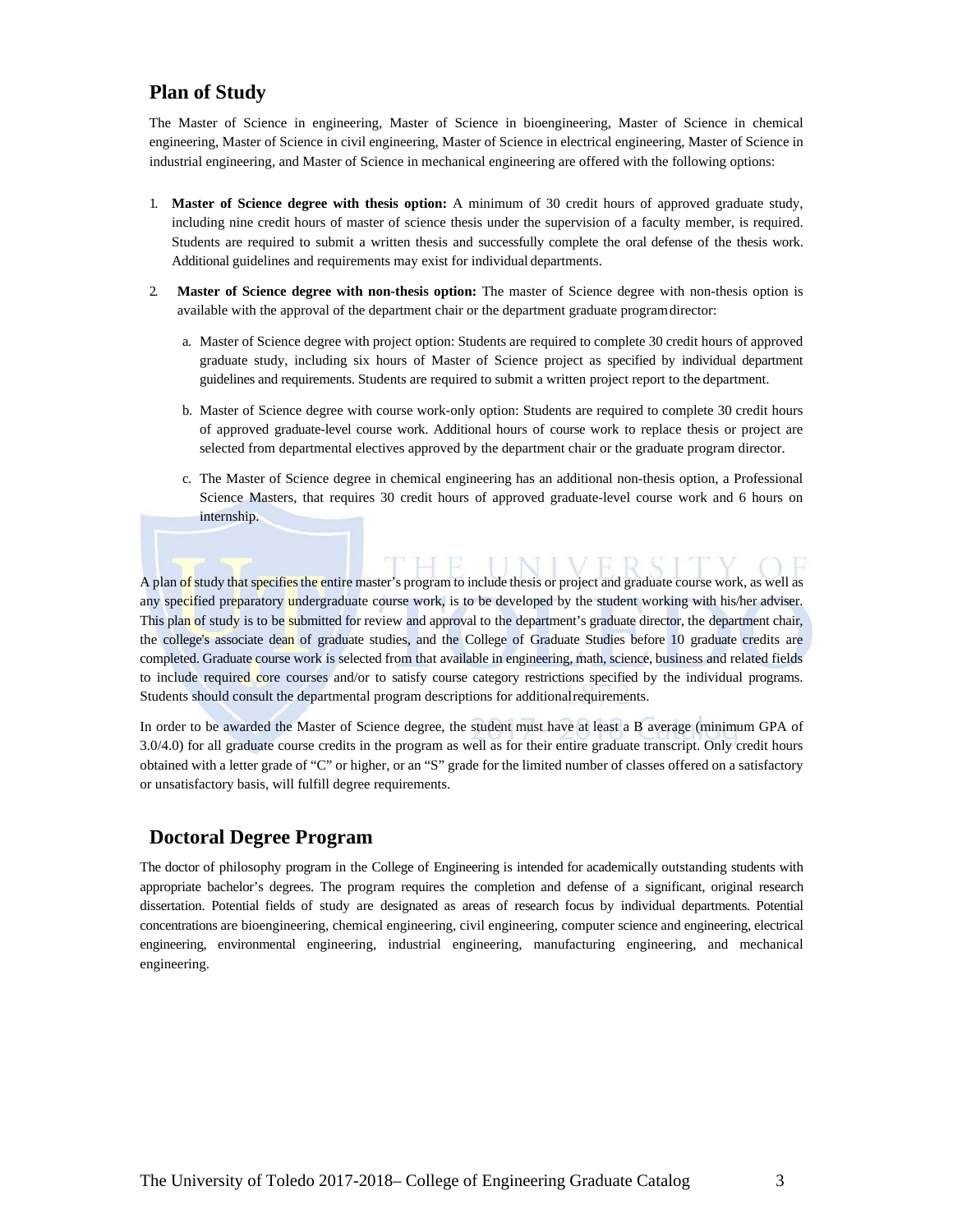## Plan of Study

The Master of Science in engineering, Master of Science in bioengineering, Master of Science in chemical engineering, Master of Science in civil engineering, Master of Science in electrical engineering, Master of Science in industrial engineering, and Master of Science in mechanical engineering are offered with the following options:

1. **Master of Science degree with thesis option:** A minimum of 30 credit hours of approved graduate study, including nine credit hours of master of science thesis under the supervision of a faculty member, is required. Students are required to submit a written thesis and successfully complete the oral defense of the thesis work. Additional guidelines and requirements may exist for individual departments.

2. **Master of Science degree with non-thesis option:** The master of Science degree with non-thesis option is available with the approval of the department chair or the department graduate program director:

   a. Master of Science degree with project option: Students are required to complete 30 credit hours of approved graduate study, including six hours of Master of Science project as specified by individual department guidelines and requirements. Students are required to submit a written project report to the department.

   b. Master of Science degree with course work-only option: Students are required to complete 30 credit hours of approved graduate-level course work. Additional hours of course work to replace thesis or project are selected from departmental electives approved by the department chair or the graduate program director.

   c. The Master of Science degree in chemical engineering has an additional non-thesis option, a Professional Science Masters, that requires 30 credit hours of approved graduate-level course work and 6 hours on internship.

A plan of study that specifies the entire master's program to include thesis or project and graduate course work, as well as any specified preparatory undergraduate course work, is to be developed by the student working with his/her adviser. This plan of study is to be submitted for review and approval to the department's graduate director, the department chair, the college's associate dean of graduate studies, and the College of Graduate Studies before 10 graduate credits are completed. Graduate course work is selected from that available in engineering, math, science, business and related fields to include required core courses and/or to satisfy course category restrictions specified by the individual programs. Students should consult the departmental program descriptions for additional requirements.

In order to be awarded the Master of Science degree, the student must have at least a B average (minimum GPA of 3.0/4.0) for all graduate course credits in the program as well as for their entire graduate transcript. Only credit hours obtained with a letter grade of "C" or higher, or an "S" grade for the limited number of classes offered on a satisfactory or unsatisfactory basis, will fulfill degree requirements.

## Doctoral Degree Program

The doctor of philosophy program in the College of Engineering is intended for academically outstanding students with appropriate bachelor's degrees. The program requires the completion and defense of a significant, original research dissertation. Potential fields of study are designated as areas of research focus by individual departments. Potential concentrations are bioengineering, chemical engineering, civil engineering, computer science and engineering, electrical engineering, environmental engineering, industrial engineering, manufacturing engineering, and mechanical engineering.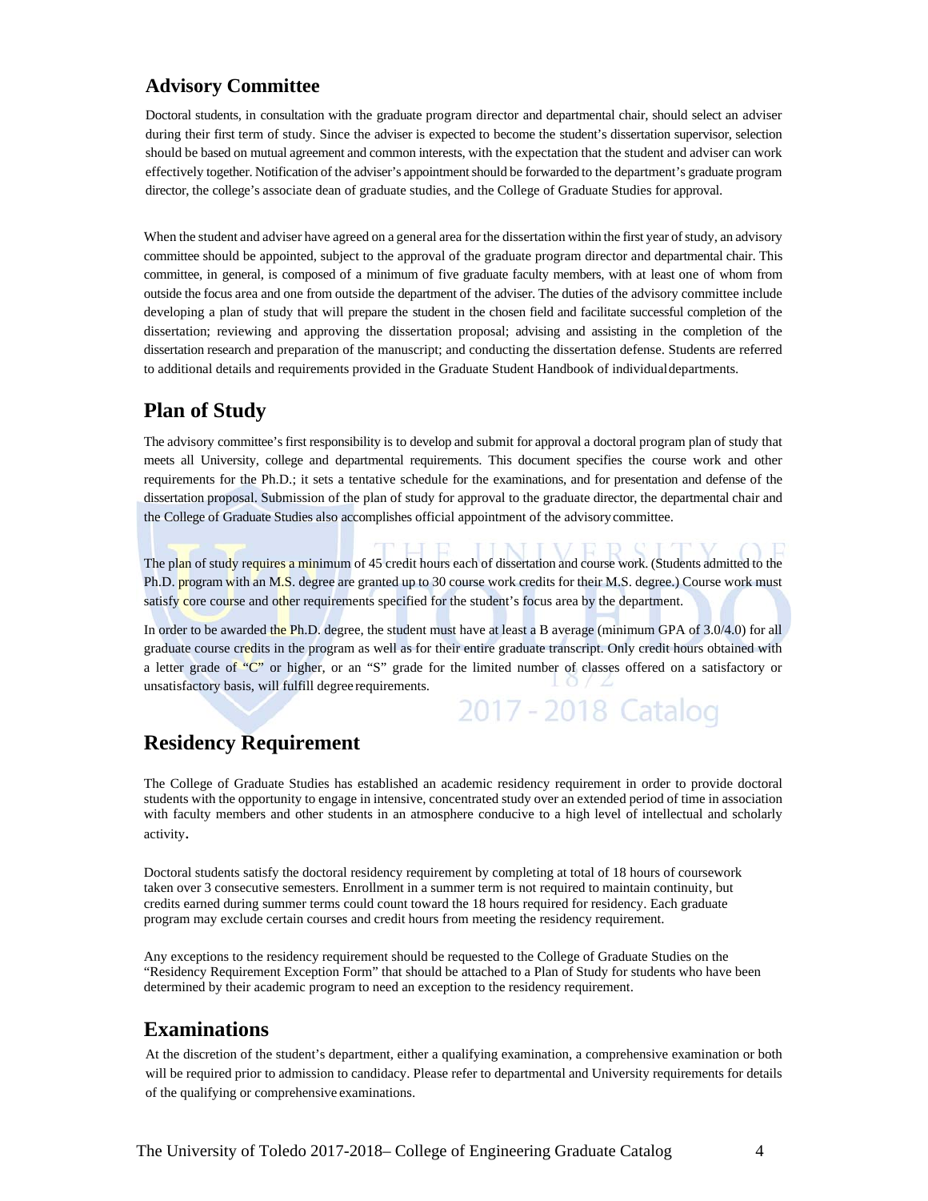## Advisory Committee

Doctoral students, in consultation with the graduate program director and departmental chair, should select an adviser during their first term of study. Since the adviser is expected to become the student's dissertation supervisor, selection should be based on mutual agreement and common interests, with the expectation that the student and adviser can work effectively together. Notification of the adviser's appointment should be forwarded to the department's graduate program director, the college's associate dean of graduate studies, and the College of Graduate Studies for approval.

When the student and adviser have agreed on a general area for the dissertation within the first year of study, an advisory committee should be appointed, subject to the approval of the graduate program director and departmental chair. This committee, in general, is composed of a minimum of five graduate faculty members, with at least one of whom from outside the focus area and one from outside the department of the adviser. The duties of the advisory committee include developing a plan of study that will prepare the student in the chosen field and facilitate successful completion of the dissertation; reviewing and approving the dissertation proposal; advising and assisting in the completion of the dissertation research and preparation of the manuscript; and conducting the dissertation defense. Students are referred to additional details and requirements provided in the Graduate Student Handbook of individual departments.

## Plan of Study

The advisory committee's first responsibility is to develop and submit for approval a doctoral program plan of study that meets all University, college and departmental requirements. This document specifies the course work and other requirements for the Ph.D.; it sets a tentative schedule for the examinations, and for presentation and defense of the dissertation proposal. Submission of the plan of study for approval to the graduate director, the departmental chair and the College of Graduate Studies also accomplishes official appointment of the advisory committee.

The plan of study requires a minimum of 45 credit hours each of dissertation and course work. (Students admitted to the Ph.D. program with an M.S. degree are granted up to 30 course work credits for their M.S. degree.) Course work must satisfy core course and other requirements specified for the student's focus area by the department.

In order to be awarded the Ph.D. degree, the student must have at least a B average (minimum GPA of 3.0/4.0) for all graduate course credits in the program as well as for their entire graduate transcript. Only credit hours obtained with a letter grade of "C" or higher, or an "S" grade for the limited number of classes offered on a satisfactory or unsatisfactory basis, will fulfill degree requirements.

## Residency Requirement

The College of Graduate Studies has established an academic residency requirement in order to provide doctoral students with the opportunity to engage in intensive, concentrated study over an extended period of time in association with faculty members and other students in an atmosphere conducive to a high level of intellectual and scholarly activity.

Doctoral students satisfy the doctoral residency requirement by completing at total of 18 hours of coursework taken over 3 consecutive semesters. Enrollment in a summer term is not required to maintain continuity, but credits earned during summer terms could count toward the 18 hours required for residency. Each graduate program may exclude certain courses and credit hours from meeting the residency requirement.

Any exceptions to the residency requirement should be requested to the College of Graduate Studies on the "Residency Requirement Exception Form" that should be attached to a Plan of Study for students who have been determined by their academic program to need an exception to the residency requirement.

## Examinations

At the discretion of the student's department, either a qualifying examination, a comprehensive examination or both will be required prior to admission to candidacy. Please refer to departmental and University requirements for details of the qualifying or comprehensive examinations.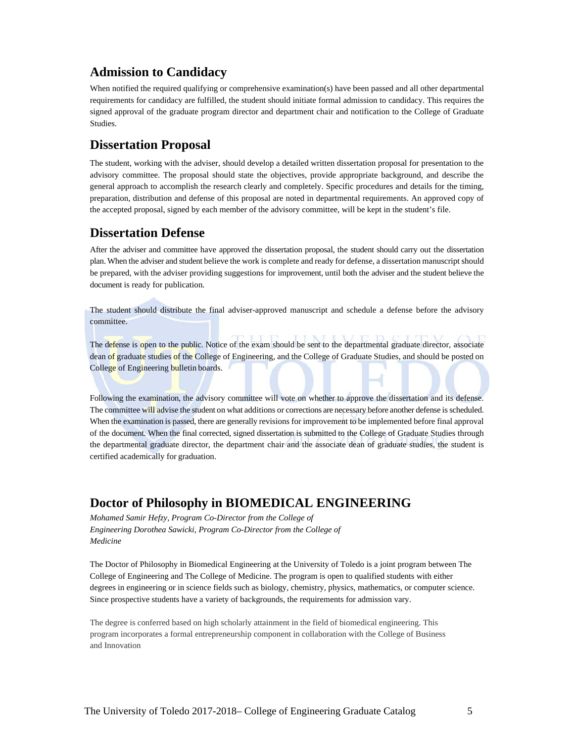## Admission to Candidacy

When notified the required qualifying or comprehensive examination(s) have been passed and all other departmental requirements for candidacy are fulfilled, the student should initiate formal admission to candidacy. This requires the signed approval of the graduate program director and department chair and notification to the College of Graduate Studies.

## Dissertation Proposal

The student, working with the adviser, should develop a detailed written dissertation proposal for presentation to the advisory committee. The proposal should state the objectives, provide appropriate background, and describe the general approach to accomplish the research clearly and completely. Specific procedures and details for the timing, preparation, distribution and defense of this proposal are noted in departmental requirements. An approved copy of the accepted proposal, signed by each member of the advisory committee, will be kept in the student's file.

## Dissertation Defense

After the adviser and committee have approved the dissertation proposal, the student should carry out the dissertation plan. When the adviser and student believe the work is complete and ready for defense, a dissertation manuscript should be prepared, with the adviser providing suggestions for improvement, until both the adviser and the student believe the document is ready for publication.

The student should distribute the final adviser-approved manuscript and schedule a defense before the advisory committee.

The defense is open to the public. Notice of the exam should be sent to the departmental graduate director, associate dean of graduate studies of the College of Engineering, and the College of Graduate Studies, and should be posted on College of Engineering bulletin boards.

Following the examination, the advisory committee will vote on whether to approve the dissertation and its defense. The committee will advise the student on what additions or corrections are necessary before another defense is scheduled. When the examination is passed, there are generally revisions for improvement to be implemented before final approval of the document. When the final corrected, signed dissertation is submitted to the College of Graduate Studies through the departmental graduate director, the department chair and the associate dean of graduate studies, the student is certified academically for graduation.

## Doctor of Philosophy in BIOMEDICAL ENGINEERING

*Mohamed Samir Hefzy, Program Co-Director from the College of Engineering Dorothea Sawicki, Program Co-Director from the College of Medicine*

The Doctor of Philosophy in Biomedical Engineering at the University of Toledo is a joint program between The College of Engineering and The College of Medicine. The program is open to qualified students with either degrees in engineering or in science fields such as biology, chemistry, physics, mathematics, or computer science. Since prospective students have a variety of backgrounds, the requirements for admission vary.

The degree is conferred based on high scholarly attainment in the field of biomedical engineering. This program incorporates a formal entrepreneurship component in collaboration with the College of Business and Innovation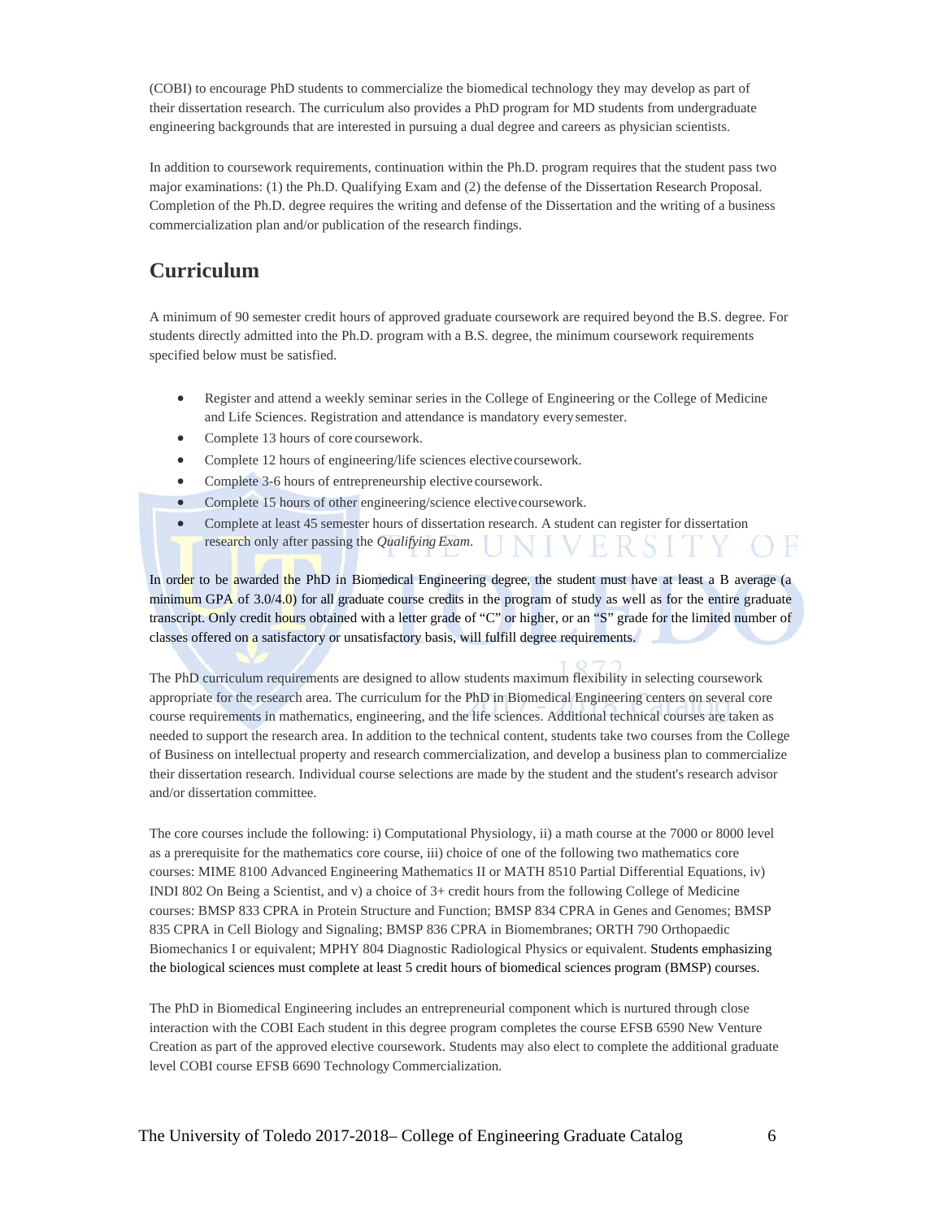(COBI) to encourage PhD students to commercialize the biomedical technology they may develop as part of their dissertation research. The curriculum also provides a PhD program for MD students from undergraduate engineering backgrounds that are interested in pursuing a dual degree and careers as physician scientists.

In addition to coursework requirements, continuation within the Ph.D. program requires that the student pass two major examinations: (1) the Ph.D. Qualifying Exam and (2) the defense of the Dissertation Research Proposal. Completion of the Ph.D. degree requires the writing and defense of the Dissertation and the writing of a business commercialization plan and/or publication of the research findings.

## Curriculum

A minimum of 90 semester credit hours of approved graduate coursework are required beyond the B.S. degree. For students directly admitted into the Ph.D. program with a B.S. degree, the minimum coursework requirements specified below must be satisfied.

- Register and attend a weekly seminar series in the College of Engineering or the College of Medicine and Life Sciences. Registration and attendance is mandatory every semester.
- Complete 13 hours of core coursework.
- Complete 12 hours of engineering/life sciences elective coursework.
- Complete 3-6 hours of entrepreneurship elective coursework.
- Complete 15 hours of other engineering/science elective coursework.
- Complete at least 45 semester hours of dissertation research. A student can register for dissertation research only after passing the *Qualifying Exam*.

In order to be awarded the PhD in Biomedical Engineering degree, the student must have at least a B average (a minimum GPA of 3.0/4.0) for all graduate course credits in the program of study as well as for the entire graduate transcript. Only credit hours obtained with a letter grade of "C" or higher, or an "S" grade for the limited number of classes offered on a satisfactory or unsatisfactory basis, will fulfill degree requirements.

The PhD curriculum requirements are designed to allow students maximum flexibility in selecting coursework appropriate for the research area. The curriculum for the PhD in Biomedical Engineering centers on several core course requirements in mathematics, engineering, and the life sciences. Additional technical courses are taken as needed to support the research area. In addition to the technical content, students take two courses from the College of Business on intellectual property and research commercialization, and develop a business plan to commercialize their dissertation research. Individual course selections are made by the student and the student's research advisor and/or dissertation committee.

The core courses include the following: i) Computational Physiology, ii) a math course at the 7000 or 8000 level as a prerequisite for the mathematics core course, iii) choice of one of the following two mathematics core courses: MIME 8100 Advanced Engineering Mathematics II or MATH 8510 Partial Differential Equations, iv) INDI 802 On Being a Scientist, and v) a choice of 3+ credit hours from the following College of Medicine courses: BMSP 833 CPRA in Protein Structure and Function; BMSP 834 CPRA in Genes and Genomes; BMSP 835 CPRA in Cell Biology and Signaling; BMSP 836 CPRA in Biomembranes; ORTH 790 Orthopaedic Biomechanics I or equivalent; MPHY 804 Diagnostic Radiological Physics or equivalent. Students emphasizing the biological sciences must complete at least 5 credit hours of biomedical sciences program (BMSP) courses.

The PhD in Biomedical Engineering includes an entrepreneurial component which is nurtured through close interaction with the COBI Each student in this degree program completes the course EFSB 6590 New Venture Creation as part of the approved elective coursework. Students may also elect to complete the additional graduate level COBI course EFSB 6690 Technology Commercialization.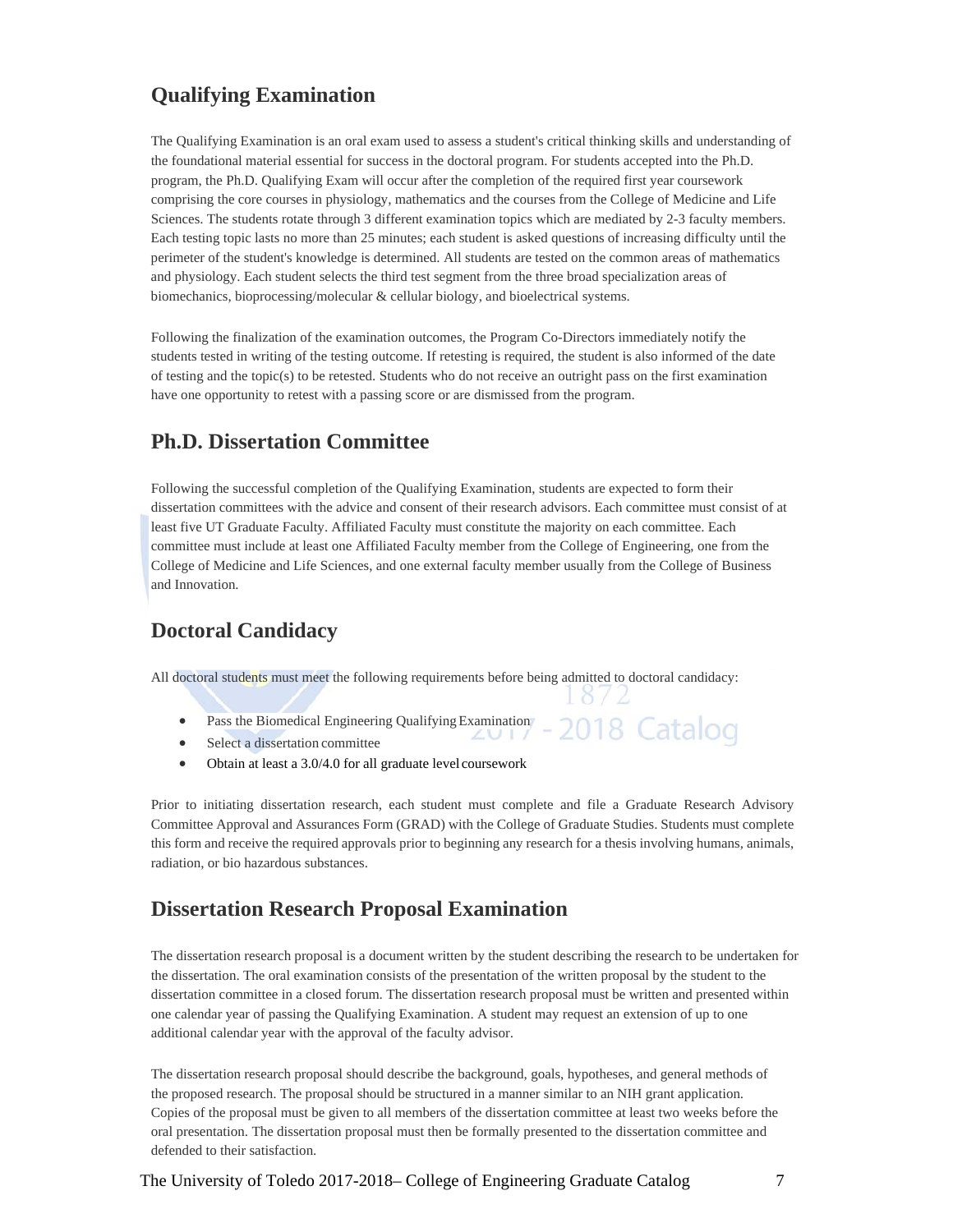## Qualifying Examination

The Qualifying Examination is an oral exam used to assess a student's critical thinking skills and understanding of the foundational material essential for success in the doctoral program. For students accepted into the Ph.D. program, the Ph.D. Qualifying Exam will occur after the completion of the required first year coursework comprising the core courses in physiology, mathematics and the courses from the College of Medicine and Life Sciences. The students rotate through 3 different examination topics which are mediated by 2-3 faculty members. Each testing topic lasts no more than 25 minutes; each student is asked questions of increasing difficulty until the perimeter of the student's knowledge is determined. All students are tested on the common areas of mathematics and physiology. Each student selects the third test segment from the three broad specialization areas of biomechanics, bioprocessing/molecular & cellular biology, and bioelectrical systems.

Following the finalization of the examination outcomes, the Program Co-Directors immediately notify the students tested in writing of the testing outcome. If retesting is required, the student is also informed of the date of testing and the topic(s) to be retested. Students who do not receive an outright pass on the first examination have one opportunity to retest with a passing score or are dismissed from the program.

## Ph.D. Dissertation Committee

Following the successful completion of the Qualifying Examination, students are expected to form their dissertation committees with the advice and consent of their research advisors. Each committee must consist of at least five UT Graduate Faculty. Affiliated Faculty must constitute the majority on each committee. Each committee must include at least one Affiliated Faculty member from the College of Engineering, one from the College of Medicine and Life Sciences, and one external faculty member usually from the College of Business and Innovation.

## Doctoral Candidacy

All doctoral students must meet the following requirements before being admitted to doctoral candidacy:

- Pass the Biomedical Engineering Qualifying Examination
- Select a dissertation committee
- Obtain at least a 3.0/4.0 for all graduate level coursework

Prior to initiating dissertation research, each student must complete and file a Graduate Research Advisory Committee Approval and Assurances Form (GRAD) with the College of Graduate Studies. Students must complete this form and receive the required approvals prior to beginning any research for a thesis involving humans, animals, radiation, or bio hazardous substances.

## Dissertation Research Proposal Examination

The dissertation research proposal is a document written by the student describing the research to be undertaken for the dissertation. The oral examination consists of the presentation of the written proposal by the student to the dissertation committee in a closed forum. The dissertation research proposal must be written and presented within one calendar year of passing the Qualifying Examination. A student may request an extension of up to one additional calendar year with the approval of the faculty advisor.

The dissertation research proposal should describe the background, goals, hypotheses, and general methods of the proposed research. The proposal should be structured in a manner similar to an NIH grant application. Copies of the proposal must be given to all members of the dissertation committee at least two weeks before the oral presentation. The dissertation proposal must then be formally presented to the dissertation committee and defended to their satisfaction.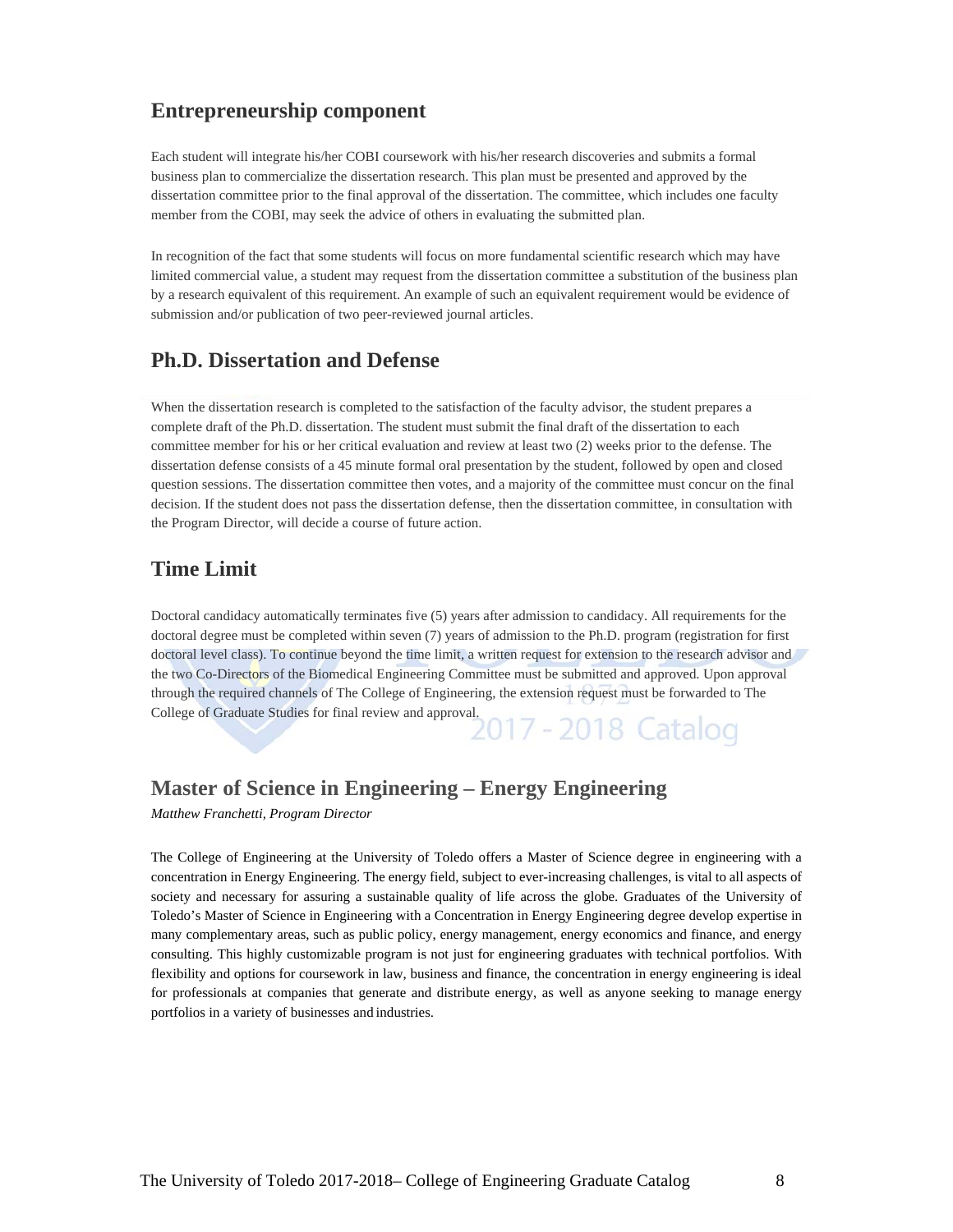## Entrepreneurship component

Each student will integrate his/her COBI coursework with his/her research discoveries and submits a formal business plan to commercialize the dissertation research. This plan must be presented and approved by the dissertation committee prior to the final approval of the dissertation. The committee, which includes one faculty member from the COBI, may seek the advice of others in evaluating the submitted plan.

In recognition of the fact that some students will focus on more fundamental scientific research which may have limited commercial value, a student may request from the dissertation committee a substitution of the business plan by a research equivalent of this requirement. An example of such an equivalent requirement would be evidence of submission and/or publication of two peer-reviewed journal articles.

## Ph.D. Dissertation and Defense

When the dissertation research is completed to the satisfaction of the faculty advisor, the student prepares a complete draft of the Ph.D. dissertation. The student must submit the final draft of the dissertation to each committee member for his or her critical evaluation and review at least two (2) weeks prior to the defense. The dissertation defense consists of a 45 minute formal oral presentation by the student, followed by open and closed question sessions. The dissertation committee then votes, and a majority of the committee must concur on the final decision. If the student does not pass the dissertation defense, then the dissertation committee, in consultation with the Program Director, will decide a course of future action.

## Time Limit

Doctoral candidacy automatically terminates five (5) years after admission to candidacy. All requirements for the doctoral degree must be completed within seven (7) years of admission to the Ph.D. program (registration for first doctoral level class). To continue beyond the time limit, a written request for extension to the research advisor and the two Co-Directors of the Biomedical Engineering Committee must be submitted and approved. Upon approval through the required channels of The College of Engineering, the extension request must be forwarded to The College of Graduate Studies for final review and approval.

## Master of Science in Engineering – Energy Engineering

*Matthew Franchetti, Program Director*

The College of Engineering at the University of Toledo offers a Master of Science degree in engineering with a concentration in Energy Engineering. The energy field, subject to ever-increasing challenges, is vital to all aspects of society and necessary for assuring a sustainable quality of life across the globe. Graduates of the University of Toledo's Master of Science in Engineering with a Concentration in Energy Engineering degree develop expertise in many complementary areas, such as public policy, energy management, energy economics and finance, and energy consulting. This highly customizable program is not just for engineering graduates with technical portfolios. With flexibility and options for coursework in law, business and finance, the concentration in energy engineering is ideal for professionals at companies that generate and distribute energy, as well as anyone seeking to manage energy portfolios in a variety of businesses and industries.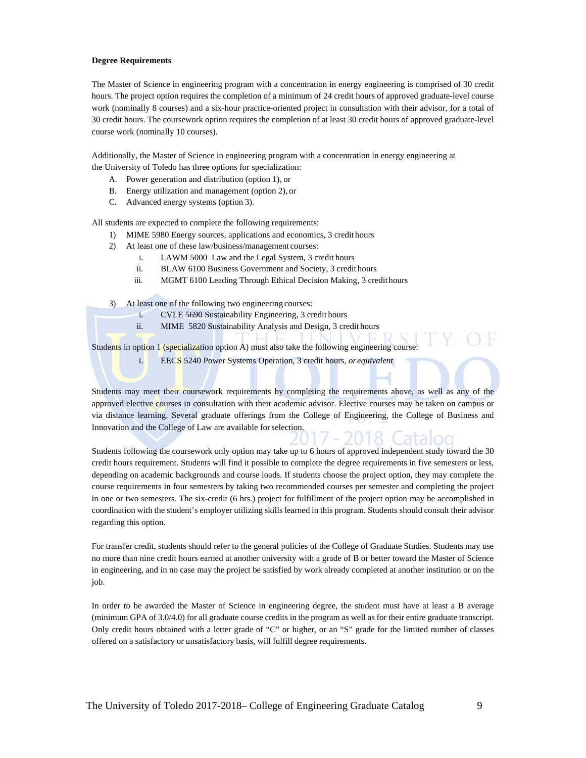**Degree Requirements**

The Master of Science in engineering program with a concentration in energy engineering is comprised of 30 credit hours. The project option requires the completion of a minimum of 24 credit hours of approved graduate-level course work (nominally 8 courses) and a six-hour practice-oriented project in consultation with their advisor, for a total of 30 credit hours. The coursework option requires the completion of at least 30 credit hours of approved graduate-level course work (nominally 10 courses).

Additionally, the Master of Science in engineering program with a concentration in energy engineering at the University of Toledo has three options for specialization:

A. Power generation and distribution (option 1), or
B. Energy utilization and management (option 2), or
C. Advanced energy systems (option 3).

All students are expected to complete the following requirements:

1) MIME 5980 Energy sources, applications and economics, 3 credit hours
2) At least one of these law/business/management courses:
   i. LAWM 5000 Law and the Legal System, 3 credit hours
   ii. BLAW 6100 Business Government and Society, 3 credit hours
   iii. MGMT 6100 Leading Through Ethical Decision Making, 3 credit hours

3) At least one of the following two engineering courses:
   i. CVLE 5690 Sustainability Engineering, 3 credit hours
   ii. MIME 5820 Sustainability Analysis and Design, 3 credit hours

Students in option 1 (specialization option A) must also take the following engineering course:

   i. EECS 5240 Power Systems Operation, 3 credit hours, *or equivalent*

Students may meet their coursework requirements by completing the requirements above, as well as any of the approved elective courses in consultation with their academic advisor. Elective courses may be taken on campus or via distance learning. Several graduate offerings from the College of Engineering, the College of Business and Innovation and the College of Law are available for selection.

Students following the coursework only option may take up to 6 hours of approved independent study toward the 30 credit hours requirement. Students will find it possible to complete the degree requirements in five semesters or less, depending on academic backgrounds and course loads. If students choose the project option, they may complete the course requirements in four semesters by taking two recommended courses per semester and completing the project in one or two semesters. The six-credit (6 hrs.) project for fulfillment of the project option may be accomplished in coordination with the student's employer utilizing skills learned in this program. Students should consult their advisor regarding this option.

For transfer credit, students should refer to the general policies of the College of Graduate Studies. Students may use no more than nine credit hours earned at another university with a grade of B or better toward the Master of Science in engineering, and in no case may the project be satisfied by work already completed at another institution or on the job.

In order to be awarded the Master of Science in engineering degree, the student must have at least a B average (minimum GPA of 3.0/4.0) for all graduate course credits in the program as well as for their entire graduate transcript. Only credit hours obtained with a letter grade of "C" or higher, or an "S" grade for the limited number of classes offered on a satisfactory or unsatisfactory basis, will fulfill degree requirements.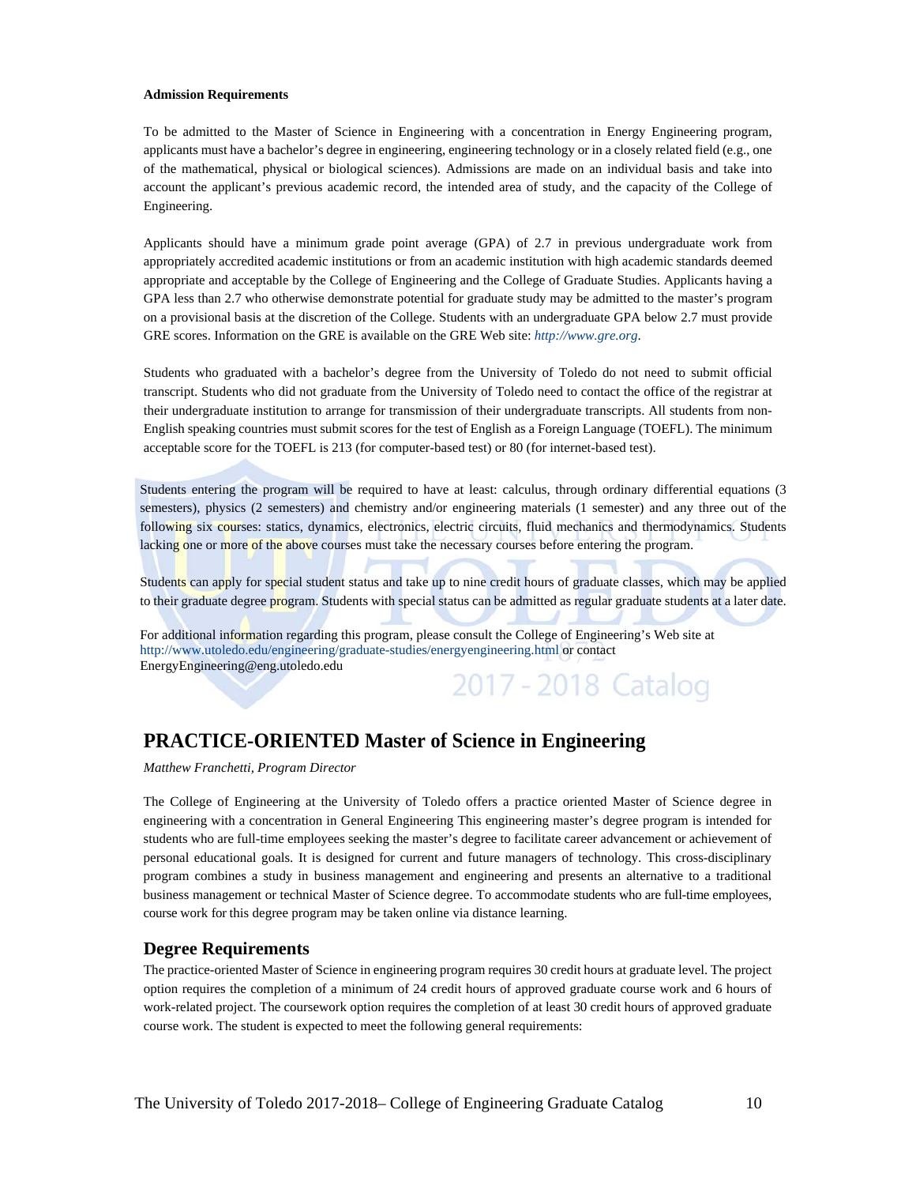**Admission Requirements**

To be admitted to the Master of Science in Engineering with a concentration in Energy Engineering program, applicants must have a bachelor's degree in engineering, engineering technology or in a closely related field (e.g., one of the mathematical, physical or biological sciences). Admissions are made on an individual basis and take into account the applicant's previous academic record, the intended area of study, and the capacity of the College of Engineering.

Applicants should have a minimum grade point average (GPA) of 2.7 in previous undergraduate work from appropriately accredited academic institutions or from an academic institution with high academic standards deemed appropriate and acceptable by the College of Engineering and the College of Graduate Studies. Applicants having a GPA less than 2.7 who otherwise demonstrate potential for graduate study may be admitted to the master's program on a provisional basis at the discretion of the College. Students with an undergraduate GPA below 2.7 must provide GRE scores. Information on the GRE is available on the GRE Web site: *http://www.gre.org*.

Students who graduated with a bachelor's degree from the University of Toledo do not need to submit official transcript. Students who did not graduate from the University of Toledo need to contact the office of the registrar at their undergraduate institution to arrange for transmission of their undergraduate transcripts. All students from non-English speaking countries must submit scores for the test of English as a Foreign Language (TOEFL). The minimum acceptable score for the TOEFL is 213 (for computer-based test) or 80 (for internet-based test).

Students entering the program will be required to have at least: calculus, through ordinary differential equations (3 semesters), physics (2 semesters) and chemistry and/or engineering materials (1 semester) and any three out of the following six courses: statics, dynamics, electronics, electric circuits, fluid mechanics and thermodynamics. Students lacking one or more of the above courses must take the necessary courses before entering the program.

Students can apply for special student status and take up to nine credit hours of graduate classes, which may be applied to their graduate degree program. Students with special status can be admitted as regular graduate students at a later date.

For additional information regarding this program, please consult the College of Engineering's Web site at http://www.utoledo.edu/engineering/graduate-studies/energyengineering.html or contact EnergyEngineering@eng.utoledo.edu

## PRACTICE-ORIENTED Master of Science in Engineering

*Matthew Franchetti, Program Director*

The College of Engineering at the University of Toledo offers a practice oriented Master of Science degree in engineering with a concentration in General Engineering This engineering master's degree program is intended for students who are full-time employees seeking the master's degree to facilitate career advancement or achievement of personal educational goals. It is designed for current and future managers of technology. This cross-disciplinary program combines a study in business management and engineering and presents an alternative to a traditional business management or technical Master of Science degree. To accommodate students who are full-time employees, course work for this degree program may be taken online via distance learning.

### Degree Requirements

The practice-oriented Master of Science in engineering program requires 30 credit hours at graduate level. The project option requires the completion of a minimum of 24 credit hours of approved graduate course work and 6 hours of work-related project. The coursework option requires the completion of at least 30 credit hours of approved graduate course work. The student is expected to meet the following general requirements: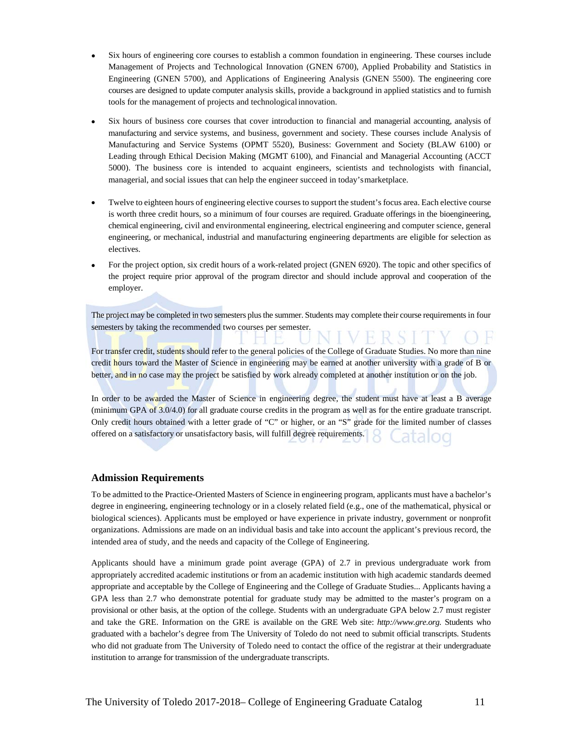- Six hours of engineering core courses to establish a common foundation in engineering. These courses include Management of Projects and Technological Innovation (GNEN 6700), Applied Probability and Statistics in Engineering (GNEN 5700), and Applications of Engineering Analysis (GNEN 5500). The engineering core courses are designed to update computer analysis skills, provide a background in applied statistics and to furnish tools for the management of projects and technological innovation.

- Six hours of business core courses that cover introduction to financial and managerial accounting, analysis of manufacturing and service systems, and business, government and society. These courses include Analysis of Manufacturing and Service Systems (OPMT 5520), Business: Government and Society (BLAW 6100) or Leading through Ethical Decision Making (MGMT 6100), and Financial and Managerial Accounting (ACCT 5000). The business core is intended to acquaint engineers, scientists and technologists with financial, managerial, and social issues that can help the engineer succeed in today's marketplace.

- Twelve to eighteen hours of engineering elective courses to support the student's focus area. Each elective course is worth three credit hours, so a minimum of four courses are required. Graduate offerings in the bioengineering, chemical engineering, civil and environmental engineering, electrical engineering and computer science, general engineering, or mechanical, industrial and manufacturing engineering departments are eligible for selection as electives.

- For the project option, six credit hours of a work-related project (GNEN 6920). The topic and other specifics of the project require prior approval of the program director and should include approval and cooperation of the employer.

The project may be completed in two semesters plus the summer. Students may complete their course requirements in four semesters by taking the recommended two courses per semester.

For transfer credit, students should refer to the general policies of the College of Graduate Studies. No more than nine credit hours toward the Master of Science in engineering may be earned at another university with a grade of B or better, and in no case may the project be satisfied by work already completed at another institution or on the job.

In order to be awarded the Master of Science in engineering degree, the student must have at least a B average (minimum GPA of 3.0/4.0) for all graduate course credits in the program as well as for the entire graduate transcript. Only credit hours obtained with a letter grade of "C" or higher, or an "S" grade for the limited number of classes offered on a satisfactory or unsatisfactory basis, will fulfill degree requirements.

## Admission Requirements

To be admitted to the Practice-Oriented Masters of Science in engineering program, applicants must have a bachelor's degree in engineering, engineering technology or in a closely related field (e.g., one of the mathematical, physical or biological sciences). Applicants must be employed or have experience in private industry, government or nonprofit organizations. Admissions are made on an individual basis and take into account the applicant's previous record, the intended area of study, and the needs and capacity of the College of Engineering.

Applicants should have a minimum grade point average (GPA) of 2.7 in previous undergraduate work from appropriately accredited academic institutions or from an academic institution with high academic standards deemed appropriate and acceptable by the College of Engineering and the College of Graduate Studies... Applicants having a GPA less than 2.7 who demonstrate potential for graduate study may be admitted to the master's program on a provisional or other basis, at the option of the college. Students with an undergraduate GPA below 2.7 must register and take the GRE. Information on the GRE is available on the GRE Web site: *http://www.gre.org.* Students who graduated with a bachelor's degree from The University of Toledo do not need to submit official transcripts. Students who did not graduate from The University of Toledo need to contact the office of the registrar at their undergraduate institution to arrange for transmission of the undergraduate transcripts.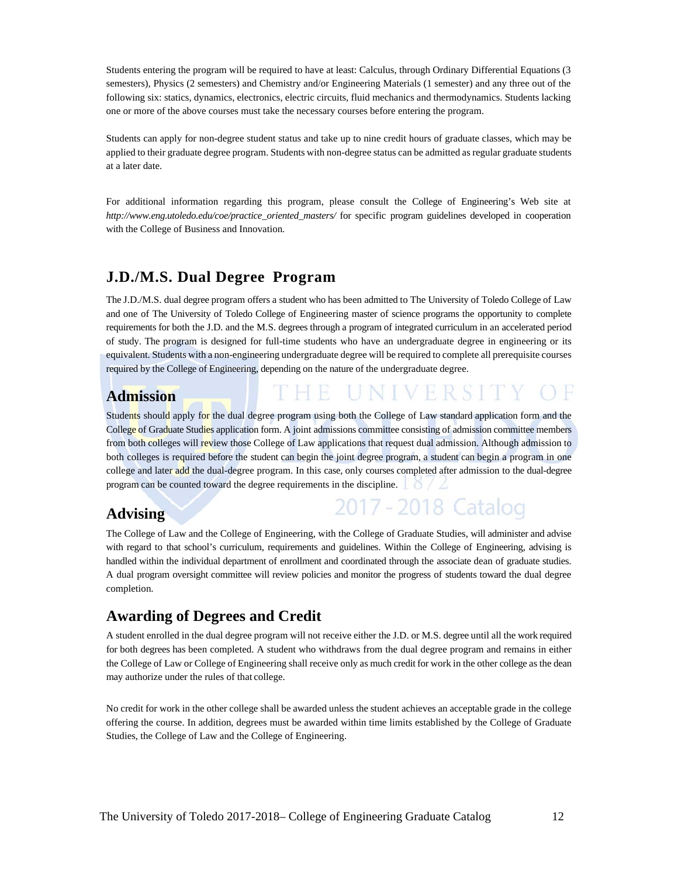Students entering the program will be required to have at least: Calculus, through Ordinary Differential Equations (3 semesters), Physics (2 semesters) and Chemistry and/or Engineering Materials (1 semester) and any three out of the following six: statics, dynamics, electronics, electric circuits, fluid mechanics and thermodynamics. Students lacking one or more of the above courses must take the necessary courses before entering the program.

Students can apply for non-degree student status and take up to nine credit hours of graduate classes, which may be applied to their graduate degree program. Students with non-degree status can be admitted as regular graduate students at a later date.

For additional information regarding this program, please consult the College of Engineering's Web site at *http://www.eng.utoledo.edu/coe/practice_oriented_masters/* for specific program guidelines developed in cooperation with the College of Business and Innovation.

## J.D./M.S. Dual Degree Program

The J.D./M.S. dual degree program offers a student who has been admitted to The University of Toledo College of Law and one of The University of Toledo College of Engineering master of science programs the opportunity to complete requirements for both the J.D. and the M.S. degrees through a program of integrated curriculum in an accelerated period of study. The program is designed for full-time students who have an undergraduate degree in engineering or its equivalent. Students with a non-engineering undergraduate degree will be required to complete all prerequisite courses required by the College of Engineering, depending on the nature of the undergraduate degree.

### Admission

Students should apply for the dual degree program using both the College of Law standard application form and the College of Graduate Studies application form. A joint admissions committee consisting of admission committee members from both colleges will review those College of Law applications that request dual admission. Although admission to both colleges is required before the student can begin the joint degree program, a student can begin a program in one college and later add the dual-degree program. In this case, only courses completed after admission to the dual-degree program can be counted toward the degree requirements in the discipline.

### Advising

The College of Law and the College of Engineering, with the College of Graduate Studies, will administer and advise with regard to that school's curriculum, requirements and guidelines. Within the College of Engineering, advising is handled within the individual department of enrollment and coordinated through the associate dean of graduate studies. A dual program oversight committee will review policies and monitor the progress of students toward the dual degree completion.

### Awarding of Degrees and Credit

A student enrolled in the dual degree program will not receive either the J.D. or M.S. degree until all the work required for both degrees has been completed. A student who withdraws from the dual degree program and remains in either the College of Law or College of Engineering shall receive only as much credit for work in the other college as the dean may authorize under the rules of that college.

No credit for work in the other college shall be awarded unless the student achieves an acceptable grade in the college offering the course. In addition, degrees must be awarded within time limits established by the College of Graduate Studies, the College of Law and the College of Engineering.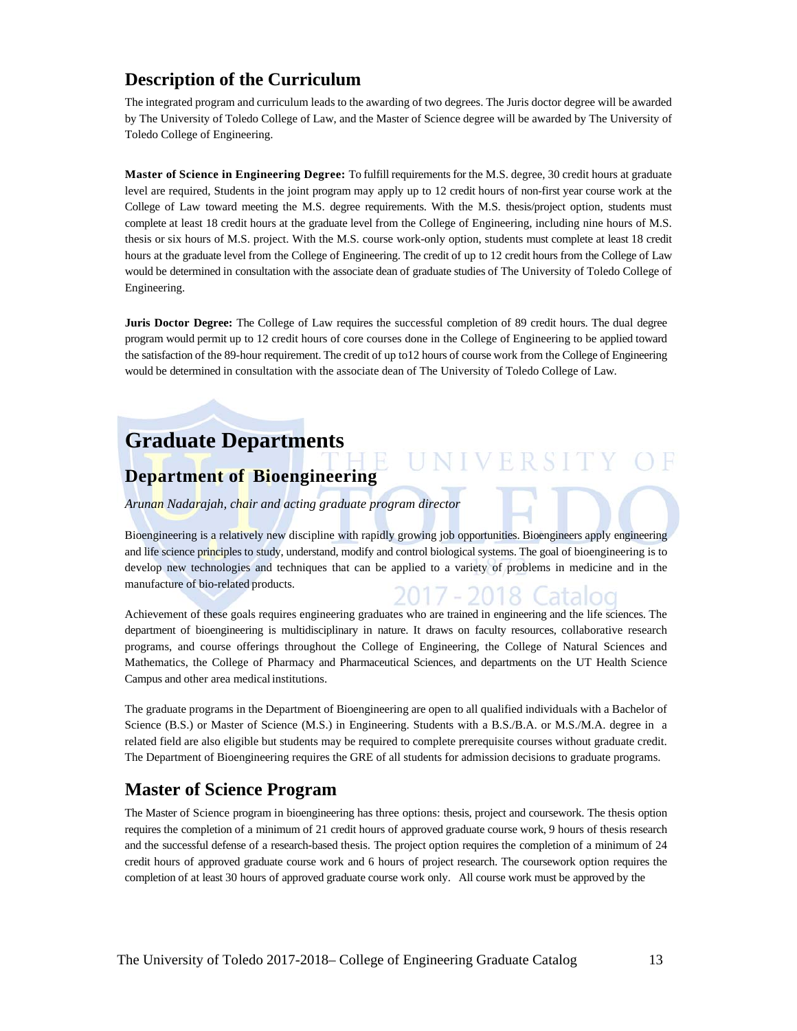## Description of the Curriculum

The integrated program and curriculum leads to the awarding of two degrees. The Juris doctor degree will be awarded by The University of Toledo College of Law, and the Master of Science degree will be awarded by The University of Toledo College of Engineering.

**Master of Science in Engineering Degree:** To fulfill requirements for the M.S. degree, 30 credit hours at graduate level are required, Students in the joint program may apply up to 12 credit hours of non-first year course work at the College of Law toward meeting the M.S. degree requirements. With the M.S. thesis/project option, students must complete at least 18 credit hours at the graduate level from the College of Engineering, including nine hours of M.S. thesis or six hours of M.S. project. With the M.S. course work-only option, students must complete at least 18 credit hours at the graduate level from the College of Engineering. The credit of up to 12 credit hours from the College of Law would be determined in consultation with the associate dean of graduate studies of The University of Toledo College of Engineering.

**Juris Doctor Degree:** The College of Law requires the successful completion of 89 credit hours. The dual degree program would permit up to 12 credit hours of core courses done in the College of Engineering to be applied toward the satisfaction of the 89-hour requirement. The credit of up to12 hours of course work from the College of Engineering would be determined in consultation with the associate dean of The University of Toledo College of Law.

# Graduate Departments

## Department of Bioengineering

*Arunan Nadarajah, chair and acting graduate program director*

Bioengineering is a relatively new discipline with rapidly growing job opportunities. Bioengineers apply engineering and life science principles to study, understand, modify and control biological systems. The goal of bioengineering is to develop new technologies and techniques that can be applied to a variety of problems in medicine and in the manufacture of bio-related products.

Achievement of these goals requires engineering graduates who are trained in engineering and the life sciences. The department of bioengineering is multidisciplinary in nature. It draws on faculty resources, collaborative research programs, and course offerings throughout the College of Engineering, the College of Natural Sciences and Mathematics, the College of Pharmacy and Pharmaceutical Sciences, and departments on the UT Health Science Campus and other area medical institutions.

The graduate programs in the Department of Bioengineering are open to all qualified individuals with a Bachelor of Science (B.S.) or Master of Science (M.S.) in Engineering. Students with a B.S./B.A. or M.S./M.A. degree in a related field are also eligible but students may be required to complete prerequisite courses without graduate credit. The Department of Bioengineering requires the GRE of all students for admission decisions to graduate programs.

## Master of Science Program

The Master of Science program in bioengineering has three options: thesis, project and coursework. The thesis option requires the completion of a minimum of 21 credit hours of approved graduate course work, 9 hours of thesis research and the successful defense of a research-based thesis. The project option requires the completion of a minimum of 24 credit hours of approved graduate course work and 6 hours of project research. The coursework option requires the completion of at least 30 hours of approved graduate course work only. All course work must be approved by the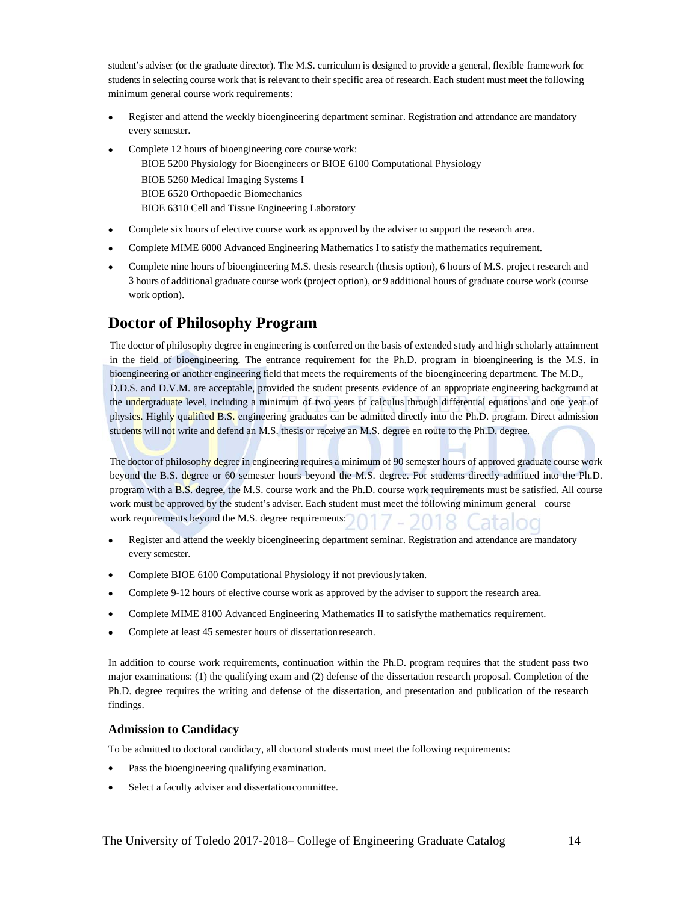student's adviser (or the graduate director). The M.S. curriculum is designed to provide a general, flexible framework for students in selecting course work that is relevant to their specific area of research. Each student must meet the following minimum general course work requirements:

- Register and attend the weekly bioengineering department seminar. Registration and attendance are mandatory every semester.
- Complete 12 hours of bioengineering core course work:
  - BIOE 5200 Physiology for Bioengineers or BIOE 6100 Computational Physiology
  - BIOE 5260 Medical Imaging Systems I
  - BIOE 6520 Orthopaedic Biomechanics
  - BIOE 6310 Cell and Tissue Engineering Laboratory
- Complete six hours of elective course work as approved by the adviser to support the research area.
- Complete MIME 6000 Advanced Engineering Mathematics I to satisfy the mathematics requirement.
- Complete nine hours of bioengineering M.S. thesis research (thesis option), 6 hours of M.S. project research and 3 hours of additional graduate course work (project option), or 9 additional hours of graduate course work (course work option).

## Doctor of Philosophy Program

The doctor of philosophy degree in engineering is conferred on the basis of extended study and high scholarly attainment in the field of bioengineering. The entrance requirement for the Ph.D. program in bioengineering is the M.S. in bioengineering or another engineering field that meets the requirements of the bioengineering department. The M.D., D.D.S. and D.V.M. are acceptable, provided the student presents evidence of an appropriate engineering background at the undergraduate level, including a minimum of two years of calculus through differential equations and one year of physics. Highly qualified B.S. engineering graduates can be admitted directly into the Ph.D. program. Direct admission students will not write and defend an M.S. thesis or receive an M.S. degree en route to the Ph.D. degree.

The doctor of philosophy degree in engineering requires a minimum of 90 semester hours of approved graduate course work beyond the B.S. degree or 60 semester hours beyond the M.S. degree. For students directly admitted into the Ph.D. program with a B.S. degree, the M.S. course work and the Ph.D. course work requirements must be satisfied. All course work must be approved by the student's adviser. Each student must meet the following minimum general course work requirements beyond the M.S. degree requirements:

- Register and attend the weekly bioengineering department seminar. Registration and attendance are mandatory every semester.
- Complete BIOE 6100 Computational Physiology if not previously taken.
- Complete 9-12 hours of elective course work as approved by the adviser to support the research area.
- Complete MIME 8100 Advanced Engineering Mathematics II to satisfy the mathematics requirement.
- Complete at least 45 semester hours of dissertation research.

In addition to course work requirements, continuation within the Ph.D. program requires that the student pass two major examinations: (1) the qualifying exam and (2) defense of the dissertation research proposal. Completion of the Ph.D. degree requires the writing and defense of the dissertation, and presentation and publication of the research findings.

### Admission to Candidacy

To be admitted to doctoral candidacy, all doctoral students must meet the following requirements:

- Pass the bioengineering qualifying examination.
- Select a faculty adviser and dissertation committee.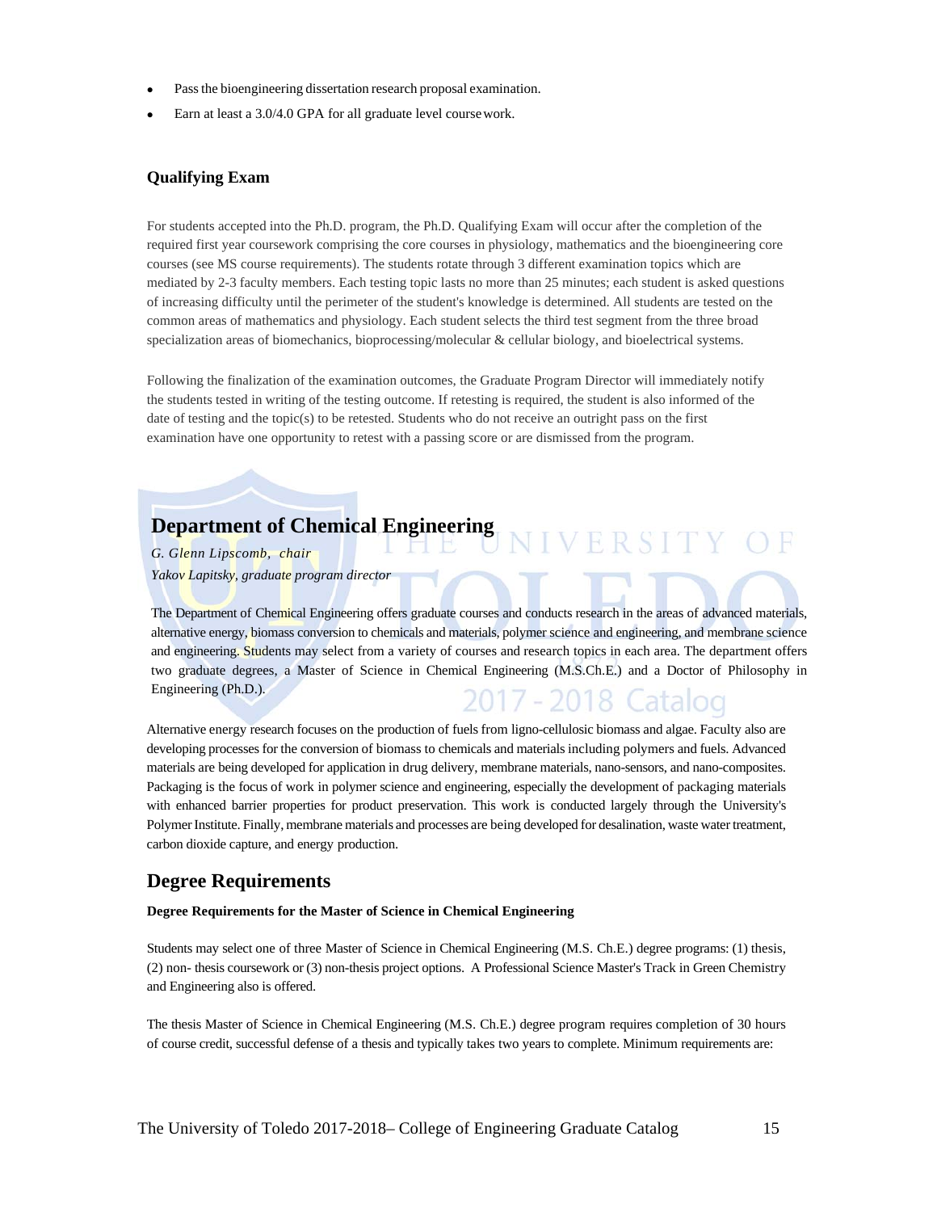- Pass the bioengineering dissertation research proposal examination.
- Earn at least a 3.0/4.0 GPA for all graduate level course work.

### Qualifying Exam

For students accepted into the Ph.D. program, the Ph.D. Qualifying Exam will occur after the completion of the required first year coursework comprising the core courses in physiology, mathematics and the bioengineering core courses (see MS course requirements). The students rotate through 3 different examination topics which are mediated by 2-3 faculty members. Each testing topic lasts no more than 25 minutes; each student is asked questions of increasing difficulty until the perimeter of the student's knowledge is determined. All students are tested on the common areas of mathematics and physiology. Each student selects the third test segment from the three broad specialization areas of biomechanics, bioprocessing/molecular & cellular biology, and bioelectrical systems.

Following the finalization of the examination outcomes, the Graduate Program Director will immediately notify the students tested in writing of the testing outcome. If retesting is required, the student is also informed of the date of testing and the topic(s) to be retested. Students who do not receive an outright pass on the first examination have one opportunity to retest with a passing score or are dismissed from the program.

## Department of Chemical Engineering

*G. Glenn Lipscomb, chair*
*Yakov Lapitsky, graduate program director*

The Department of Chemical Engineering offers graduate courses and conducts research in the areas of advanced materials, alternative energy, biomass conversion to chemicals and materials, polymer science and engineering, and membrane science and engineering. Students may select from a variety of courses and research topics in each area. The department offers two graduate degrees, a Master of Science in Chemical Engineering (M.S.Ch.E.) and a Doctor of Philosophy in Engineering (Ph.D.).

Alternative energy research focuses on the production of fuels from ligno-cellulosic biomass and algae. Faculty also are developing processes for the conversion of biomass to chemicals and materials including polymers and fuels. Advanced materials are being developed for application in drug delivery, membrane materials, nano-sensors, and nano-composites. Packaging is the focus of work in polymer science and engineering, especially the development of packaging materials with enhanced barrier properties for product preservation. This work is conducted largely through the University's Polymer Institute. Finally, membrane materials and processes are being developed for desalination, waste water treatment, carbon dioxide capture, and energy production.

## Degree Requirements

**Degree Requirements for the Master of Science in Chemical Engineering**

Students may select one of three Master of Science in Chemical Engineering (M.S. Ch.E.) degree programs: (1) thesis, (2) non- thesis coursework or (3) non-thesis project options. A Professional Science Master's Track in Green Chemistry and Engineering also is offered.

The thesis Master of Science in Chemical Engineering (M.S. Ch.E.) degree program requires completion of 30 hours of course credit, successful defense of a thesis and typically takes two years to complete. Minimum requirements are: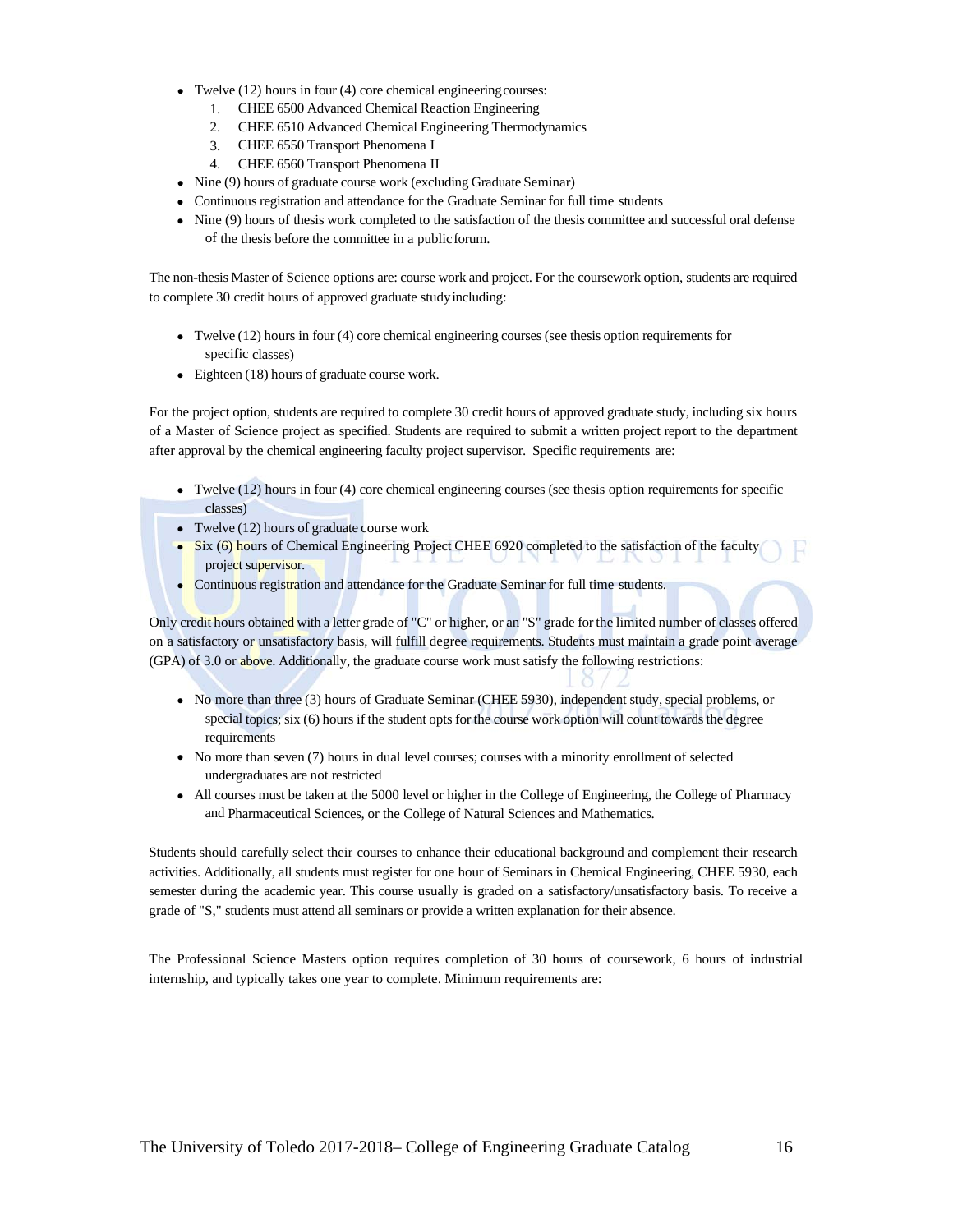- Twelve (12) hours in four (4) core chemical engineering courses:
    1. CHEE 6500 Advanced Chemical Reaction Engineering
    2. CHEE 6510 Advanced Chemical Engineering Thermodynamics
    3. CHEE 6550 Transport Phenomena I
    4. CHEE 6560 Transport Phenomena II
- Nine (9) hours of graduate course work (excluding Graduate Seminar)
- Continuous registration and attendance for the Graduate Seminar for full time students
- Nine (9) hours of thesis work completed to the satisfaction of the thesis committee and successful oral defense of the thesis before the committee in a public forum.

The non-thesis Master of Science options are: course work and project. For the coursework option, students are required to complete 30 credit hours of approved graduate study including:

- Twelve (12) hours in four (4) core chemical engineering courses (see thesis option requirements for specific classes)
- Eighteen (18) hours of graduate course work.

For the project option, students are required to complete 30 credit hours of approved graduate study, including six hours of a Master of Science project as specified. Students are required to submit a written project report to the department after approval by the chemical engineering faculty project supervisor. Specific requirements are:

- Twelve (12) hours in four (4) core chemical engineering courses (see thesis option requirements for specific classes)
- Twelve (12) hours of graduate course work
- Six (6) hours of Chemical Engineering Project CHEE 6920 completed to the satisfaction of the faculty project supervisor.
- Continuous registration and attendance for the Graduate Seminar for full time students.

Only credit hours obtained with a letter grade of "C" or higher, or an "S" grade for the limited number of classes offered on a satisfactory or unsatisfactory basis, will fulfill degree requirements. Students must maintain a grade point average (GPA) of 3.0 or above. Additionally, the graduate course work must satisfy the following restrictions:

- No more than three (3) hours of Graduate Seminar (CHEE 5930), independent study, special problems, or special topics; six (6) hours if the student opts for the course work option will count towards the degree requirements
- No more than seven (7) hours in dual level courses; courses with a minority enrollment of selected undergraduates are not restricted
- All courses must be taken at the 5000 level or higher in the College of Engineering, the College of Pharmacy and Pharmaceutical Sciences, or the College of Natural Sciences and Mathematics.

Students should carefully select their courses to enhance their educational background and complement their research activities. Additionally, all students must register for one hour of Seminars in Chemical Engineering, CHEE 5930, each semester during the academic year. This course usually is graded on a satisfactory/unsatisfactory basis. To receive a grade of "S," students must attend all seminars or provide a written explanation for their absence.

The Professional Science Masters option requires completion of 30 hours of coursework, 6 hours of industrial internship, and typically takes one year to complete. Minimum requirements are: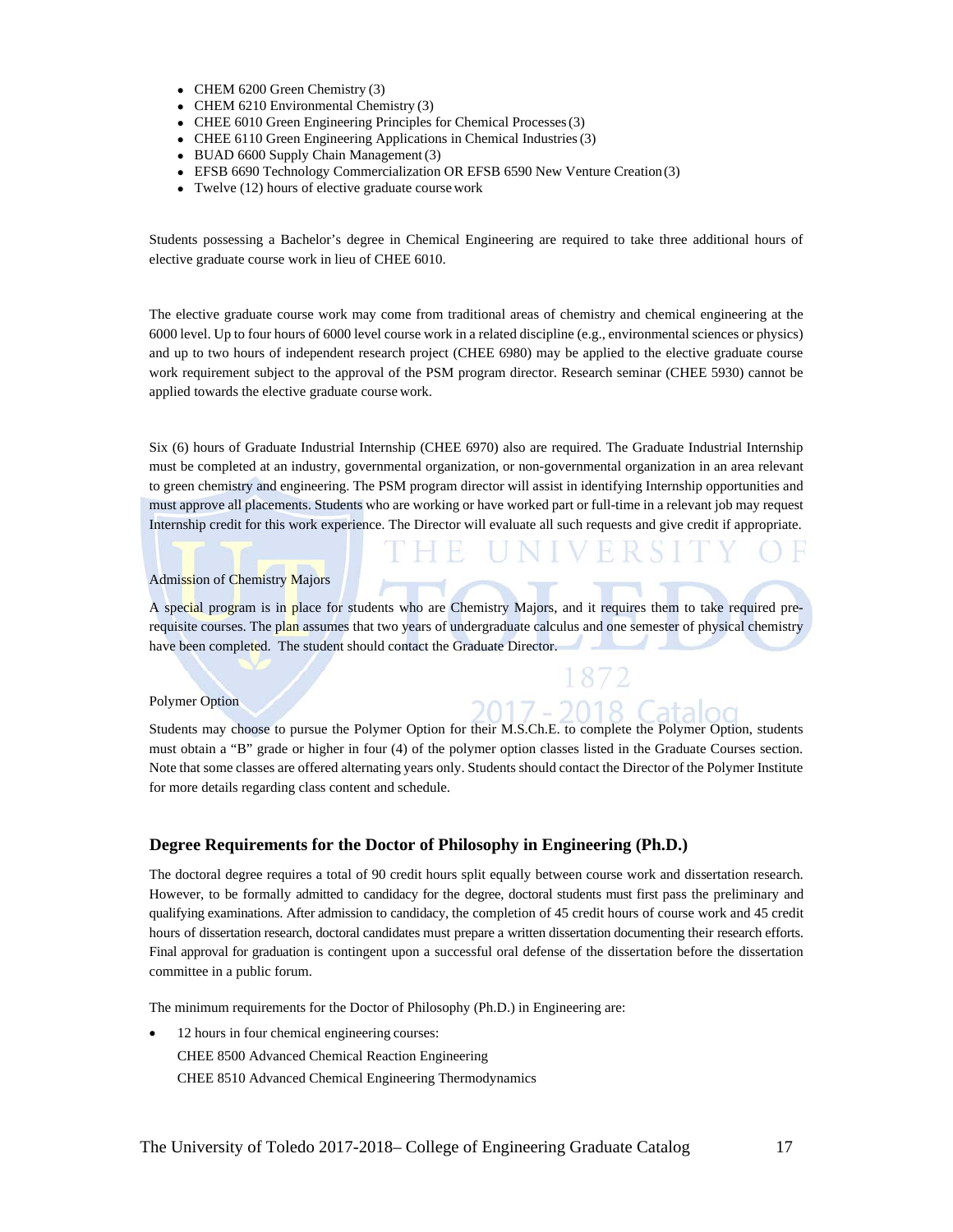- CHEM 6200 Green Chemistry (3)
- CHEM 6210 Environmental Chemistry (3)
- CHEE 6010 Green Engineering Principles for Chemical Processes (3)
- CHEE 6110 Green Engineering Applications in Chemical Industries (3)
- BUAD 6600 Supply Chain Management (3)
- EFSB 6690 Technology Commercialization OR EFSB 6590 New Venture Creation (3)
- Twelve (12) hours of elective graduate course work

Students possessing a Bachelor's degree in Chemical Engineering are required to take three additional hours of elective graduate course work in lieu of CHEE 6010.

The elective graduate course work may come from traditional areas of chemistry and chemical engineering at the 6000 level. Up to four hours of 6000 level course work in a related discipline (e.g., environmental sciences or physics) and up to two hours of independent research project (CHEE 6980) may be applied to the elective graduate course work requirement subject to the approval of the PSM program director. Research seminar (CHEE 5930) cannot be applied towards the elective graduate course work.

Six (6) hours of Graduate Industrial Internship (CHEE 6970) also are required. The Graduate Industrial Internship must be completed at an industry, governmental organization, or non-governmental organization in an area relevant to green chemistry and engineering. The PSM program director will assist in identifying Internship opportunities and must approve all placements. Students who are working or have worked part or full-time in a relevant job may request Internship credit for this work experience. The Director will evaluate all such requests and give credit if appropriate.

Admission of Chemistry Majors

A special program is in place for students who are Chemistry Majors, and it requires them to take required pre-requisite courses. The plan assumes that two years of undergraduate calculus and one semester of physical chemistry have been completed. The student should contact the Graduate Director.

Polymer Option

Students may choose to pursue the Polymer Option for their M.S.Ch.E. to complete the Polymer Option, students must obtain a "B" grade or higher in four (4) of the polymer option classes listed in the Graduate Courses section. Note that some classes are offered alternating years only. Students should contact the Director of the Polymer Institute for more details regarding class content and schedule.

## Degree Requirements for the Doctor of Philosophy in Engineering (Ph.D.)

The doctoral degree requires a total of 90 credit hours split equally between course work and dissertation research. However, to be formally admitted to candidacy for the degree, doctoral students must first pass the preliminary and qualifying examinations. After admission to candidacy, the completion of 45 credit hours of course work and 45 credit hours of dissertation research, doctoral candidates must prepare a written dissertation documenting their research efforts. Final approval for graduation is contingent upon a successful oral defense of the dissertation before the dissertation committee in a public forum.

The minimum requirements for the Doctor of Philosophy (Ph.D.) in Engineering are:

- 12 hours in four chemical engineering courses:
  CHEE 8500 Advanced Chemical Reaction Engineering
  CHEE 8510 Advanced Chemical Engineering Thermodynamics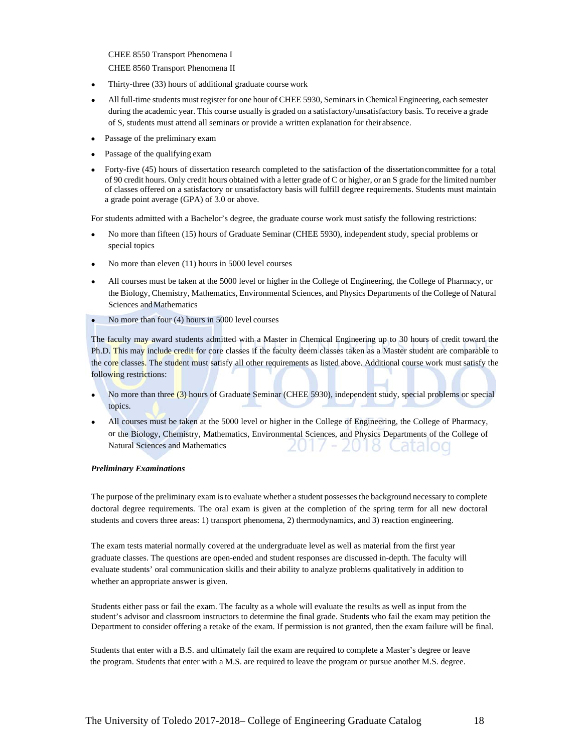CHEE 8550 Transport Phenomena I

CHEE 8560 Transport Phenomena II

- Thirty-three (33) hours of additional graduate course work
- All full-time students must register for one hour of CHEE 5930, Seminars in Chemical Engineering, each semester during the academic year. This course usually is graded on a satisfactory/unsatisfactory basis. To receive a grade of S, students must attend all seminars or provide a written explanation for their absence.
- Passage of the preliminary exam
- Passage of the qualifying exam
- Forty-five (45) hours of dissertation research completed to the satisfaction of the dissertation committee for a total of 90 credit hours. Only credit hours obtained with a letter grade of C or higher, or an S grade for the limited number of classes offered on a satisfactory or unsatisfactory basis will fulfill degree requirements. Students must maintain a grade point average (GPA) of 3.0 or above.

For students admitted with a Bachelor's degree, the graduate course work must satisfy the following restrictions:

- No more than fifteen (15) hours of Graduate Seminar (CHEE 5930), independent study, special problems or special topics
- No more than eleven (11) hours in 5000 level courses
- All courses must be taken at the 5000 level or higher in the College of Engineering, the College of Pharmacy, or the Biology, Chemistry, Mathematics, Environmental Sciences, and Physics Departments of the College of Natural Sciences and Mathematics
- No more than four (4) hours in 5000 level courses

The faculty may award students admitted with a Master in Chemical Engineering up to 30 hours of credit toward the Ph.D. This may include credit for core classes if the faculty deem classes taken as a Master student are comparable to the core classes. The student must satisfy all other requirements as listed above. Additional course work must satisfy the following restrictions:

- No more than three (3) hours of Graduate Seminar (CHEE 5930), independent study, special problems or special topics.
- All courses must be taken at the 5000 level or higher in the College of Engineering, the College of Pharmacy, or the Biology, Chemistry, Mathematics, Environmental Sciences, and Physics Departments of the College of Natural Sciences and Mathematics

***Preliminary Examinations***

The purpose of the preliminary exam is to evaluate whether a student possesses the background necessary to complete doctoral degree requirements. The oral exam is given at the completion of the spring term for all new doctoral students and covers three areas: 1) transport phenomena, 2) thermodynamics, and 3) reaction engineering.

The exam tests material normally covered at the undergraduate level as well as material from the first year graduate classes. The questions are open-ended and student responses are discussed in-depth. The faculty will evaluate students' oral communication skills and their ability to analyze problems qualitatively in addition to whether an appropriate answer is given.

Students either pass or fail the exam. The faculty as a whole will evaluate the results as well as input from the student's advisor and classroom instructors to determine the final grade. Students who fail the exam may petition the Department to consider offering a retake of the exam. If permission is not granted, then the exam failure will be final.

Students that enter with a B.S. and ultimately fail the exam are required to complete a Master's degree or leave the program. Students that enter with a M.S. are required to leave the program or pursue another M.S. degree.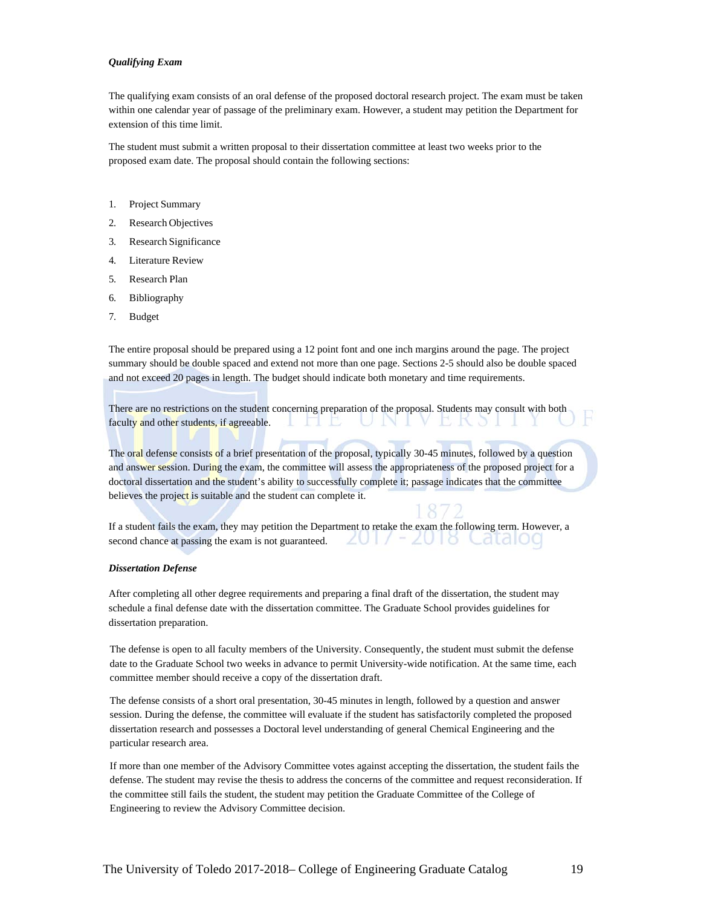***Qualifying Exam***

The qualifying exam consists of an oral defense of the proposed doctoral research project. The exam must be taken within one calendar year of passage of the preliminary exam. However, a student may petition the Department for extension of this time limit.

The student must submit a written proposal to their dissertation committee at least two weeks prior to the proposed exam date. The proposal should contain the following sections:

1. Project Summary
2. Research Objectives
3. Research Significance
4. Literature Review
5. Research Plan
6. Bibliography
7. Budget

The entire proposal should be prepared using a 12 point font and one inch margins around the page. The project summary should be double spaced and extend not more than one page. Sections 2-5 should also be double spaced and not exceed 20 pages in length. The budget should indicate both monetary and time requirements.

There are no restrictions on the student concerning preparation of the proposal. Students may consult with both faculty and other students, if agreeable.

The oral defense consists of a brief presentation of the proposal, typically 30-45 minutes, followed by a question and answer session. During the exam, the committee will assess the appropriateness of the proposed project for a doctoral dissertation and the student's ability to successfully complete it; passage indicates that the committee believes the project is suitable and the student can complete it.

If a student fails the exam, they may petition the Department to retake the exam the following term. However, a second chance at passing the exam is not guaranteed.

***Dissertation Defense***

After completing all other degree requirements and preparing a final draft of the dissertation, the student may schedule a final defense date with the dissertation committee. The Graduate School provides guidelines for dissertation preparation.

The defense is open to all faculty members of the University. Consequently, the student must submit the defense date to the Graduate School two weeks in advance to permit University-wide notification. At the same time, each committee member should receive a copy of the dissertation draft.

The defense consists of a short oral presentation, 30-45 minutes in length, followed by a question and answer session. During the defense, the committee will evaluate if the student has satisfactorily completed the proposed dissertation research and possesses a Doctoral level understanding of general Chemical Engineering and the particular research area.

If more than one member of the Advisory Committee votes against accepting the dissertation, the student fails the defense. The student may revise the thesis to address the concerns of the committee and request reconsideration. If the committee still fails the student, the student may petition the Graduate Committee of the College of Engineering to review the Advisory Committee decision.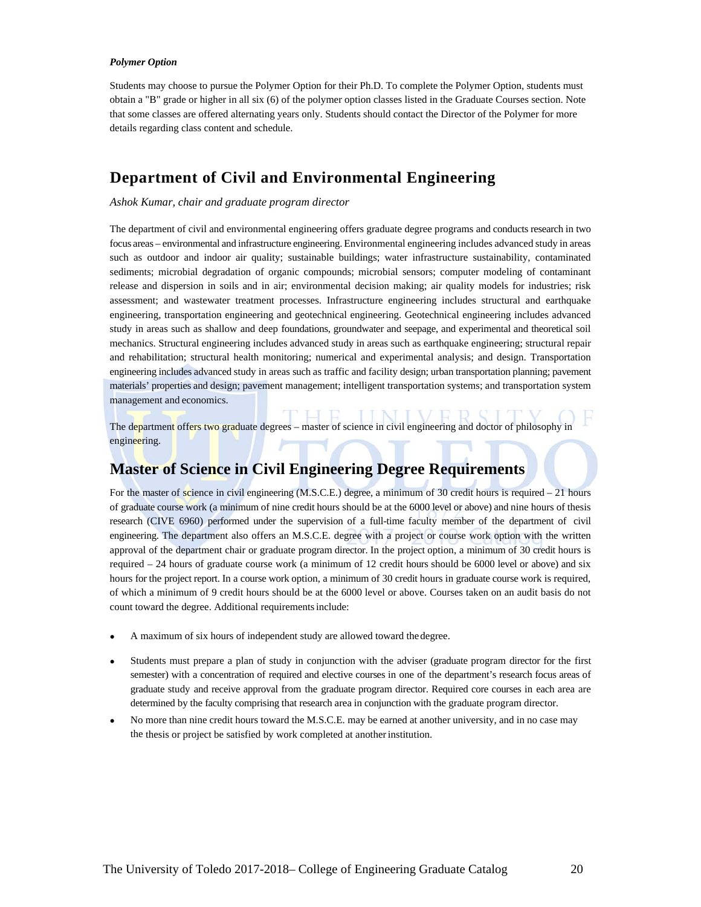*Polymer Option*

Students may choose to pursue the Polymer Option for their Ph.D. To complete the Polymer Option, students must obtain a "B" grade or higher in all six (6) of the polymer option classes listed in the Graduate Courses section. Note that some classes are offered alternating years only. Students should contact the Director of the Polymer for more details regarding class content and schedule.

## Department of Civil and Environmental Engineering

*Ashok Kumar, chair and graduate program director*

The department of civil and environmental engineering offers graduate degree programs and conducts research in two focus areas – environmental and infrastructure engineering. Environmental engineering includes advanced study in areas such as outdoor and indoor air quality; sustainable buildings; water infrastructure sustainability, contaminated sediments; microbial degradation of organic compounds; microbial sensors; computer modeling of contaminant release and dispersion in soils and in air; environmental decision making; air quality models for industries; risk assessment; and wastewater treatment processes. Infrastructure engineering includes structural and earthquake engineering, transportation engineering and geotechnical engineering. Geotechnical engineering includes advanced study in areas such as shallow and deep foundations, groundwater and seepage, and experimental and theoretical soil mechanics. Structural engineering includes advanced study in areas such as earthquake engineering; structural repair and rehabilitation; structural health monitoring; numerical and experimental analysis; and design. Transportation engineering includes advanced study in areas such as traffic and facility design; urban transportation planning; pavement materials' properties and design; pavement management; intelligent transportation systems; and transportation system management and economics.

The department offers two graduate degrees – master of science in civil engineering and doctor of philosophy in engineering.

## Master of Science in Civil Engineering Degree Requirements

For the master of science in civil engineering (M.S.C.E.) degree, a minimum of 30 credit hours is required – 21 hours of graduate course work (a minimum of nine credit hours should be at the 6000 level or above) and nine hours of thesis research (CIVE 6960) performed under the supervision of a full-time faculty member of the department of civil engineering. The department also offers an M.S.C.E. degree with a project or course work option with the written approval of the department chair or graduate program director. In the project option, a minimum of 30 credit hours is required – 24 hours of graduate course work (a minimum of 12 credit hours should be 6000 level or above) and six hours for the project report. In a course work option, a minimum of 30 credit hours in graduate course work is required, of which a minimum of 9 credit hours should be at the 6000 level or above. Courses taken on an audit basis do not count toward the degree. Additional requirements include:

- A maximum of six hours of independent study are allowed toward the degree.
- Students must prepare a plan of study in conjunction with the adviser (graduate program director for the first semester) with a concentration of required and elective courses in one of the department's research focus areas of graduate study and receive approval from the graduate program director. Required core courses in each area are determined by the faculty comprising that research area in conjunction with the graduate program director.
- No more than nine credit hours toward the M.S.C.E. may be earned at another university, and in no case may the thesis or project be satisfied by work completed at another institution.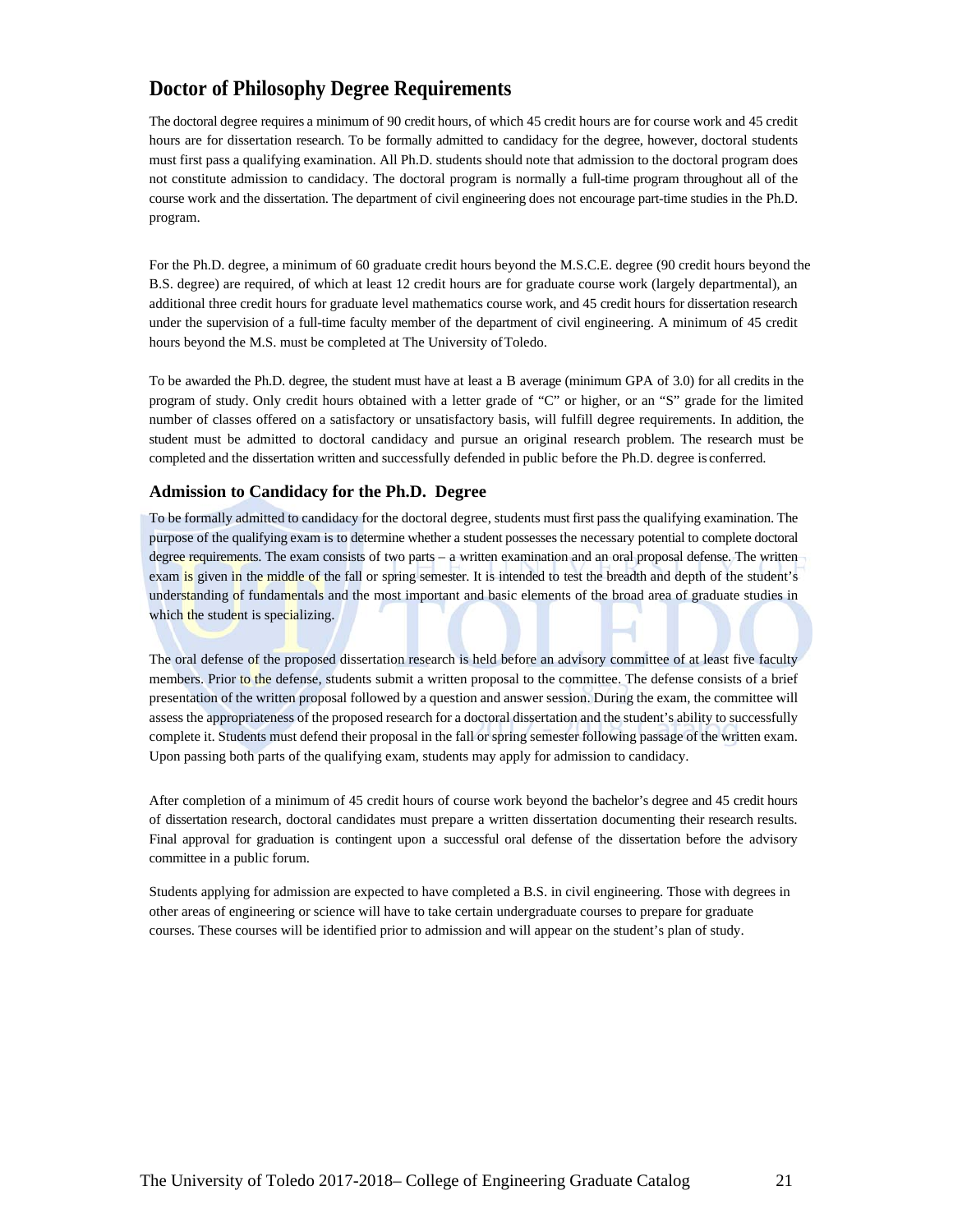## Doctor of Philosophy Degree Requirements

The doctoral degree requires a minimum of 90 credit hours, of which 45 credit hours are for course work and 45 credit hours are for dissertation research. To be formally admitted to candidacy for the degree, however, doctoral students must first pass a qualifying examination. All Ph.D. students should note that admission to the doctoral program does not constitute admission to candidacy. The doctoral program is normally a full-time program throughout all of the course work and the dissertation. The department of civil engineering does not encourage part-time studies in the Ph.D. program.

For the Ph.D. degree, a minimum of 60 graduate credit hours beyond the M.S.C.E. degree (90 credit hours beyond the B.S. degree) are required, of which at least 12 credit hours are for graduate course work (largely departmental), an additional three credit hours for graduate level mathematics course work, and 45 credit hours for dissertation research under the supervision of a full-time faculty member of the department of civil engineering. A minimum of 45 credit hours beyond the M.S. must be completed at The University of Toledo.

To be awarded the Ph.D. degree, the student must have at least a B average (minimum GPA of 3.0) for all credits in the program of study. Only credit hours obtained with a letter grade of "C" or higher, or an "S" grade for the limited number of classes offered on a satisfactory or unsatisfactory basis, will fulfill degree requirements. In addition, the student must be admitted to doctoral candidacy and pursue an original research problem. The research must be completed and the dissertation written and successfully defended in public before the Ph.D. degree is conferred.

### Admission to Candidacy for the Ph.D. Degree

To be formally admitted to candidacy for the doctoral degree, students must first pass the qualifying examination. The purpose of the qualifying exam is to determine whether a student possesses the necessary potential to complete doctoral degree requirements. The exam consists of two parts – a written examination and an oral proposal defense. The written exam is given in the middle of the fall or spring semester. It is intended to test the breadth and depth of the student's understanding of fundamentals and the most important and basic elements of the broad area of graduate studies in which the student is specializing.

The oral defense of the proposed dissertation research is held before an advisory committee of at least five faculty members. Prior to the defense, students submit a written proposal to the committee. The defense consists of a brief presentation of the written proposal followed by a question and answer session. During the exam, the committee will assess the appropriateness of the proposed research for a doctoral dissertation and the student's ability to successfully complete it. Students must defend their proposal in the fall or spring semester following passage of the written exam. Upon passing both parts of the qualifying exam, students may apply for admission to candidacy.

After completion of a minimum of 45 credit hours of course work beyond the bachelor's degree and 45 credit hours of dissertation research, doctoral candidates must prepare a written dissertation documenting their research results. Final approval for graduation is contingent upon a successful oral defense of the dissertation before the advisory committee in a public forum.

Students applying for admission are expected to have completed a B.S. in civil engineering. Those with degrees in other areas of engineering or science will have to take certain undergraduate courses to prepare for graduate courses. These courses will be identified prior to admission and will appear on the student's plan of study.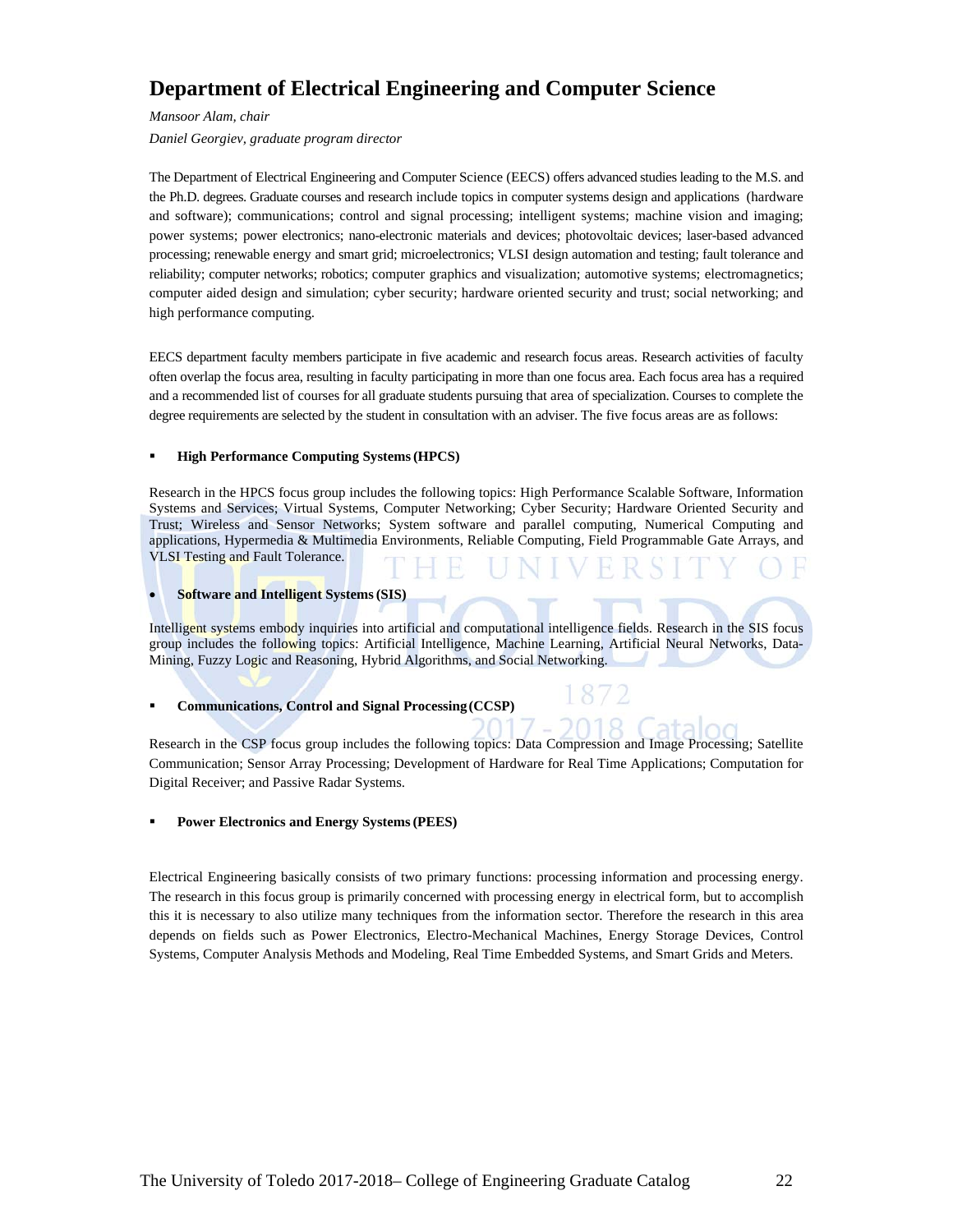# Department of Electrical Engineering and Computer Science

*Mansoor Alam, chair*

*Daniel Georgiev, graduate program director*

The Department of Electrical Engineering and Computer Science (EECS) offers advanced studies leading to the M.S. and the Ph.D. degrees. Graduate courses and research include topics in computer systems design and applications (hardware and software); communications; control and signal processing; intelligent systems; machine vision and imaging; power systems; power electronics; nano-electronic materials and devices; photovoltaic devices; laser-based advanced processing; renewable energy and smart grid; microelectronics; VLSI design automation and testing; fault tolerance and reliability; computer networks; robotics; computer graphics and visualization; automotive systems; electromagnetics; computer aided design and simulation; cyber security; hardware oriented security and trust; social networking; and high performance computing.

EECS department faculty members participate in five academic and research focus areas. Research activities of faculty often overlap the focus area, resulting in faculty participating in more than one focus area. Each focus area has a required and a recommended list of courses for all graduate students pursuing that area of specialization. Courses to complete the degree requirements are selected by the student in consultation with an adviser. The five focus areas are as follows:

- **High Performance Computing Systems (HPCS)**

Research in the HPCS focus group includes the following topics: High Performance Scalable Software, Information Systems and Services; Virtual Systems, Computer Networking; Cyber Security; Hardware Oriented Security and Trust; Wireless and Sensor Networks; System software and parallel computing, Numerical Computing and applications, Hypermedia & Multimedia Environments, Reliable Computing, Field Programmable Gate Arrays, and VLSI Testing and Fault Tolerance.

- **Software and Intelligent Systems (SIS)**

Intelligent systems embody inquiries into artificial and computational intelligence fields. Research in the SIS focus group includes the following topics: Artificial Intelligence, Machine Learning, Artificial Neural Networks, Data-Mining, Fuzzy Logic and Reasoning, Hybrid Algorithms, and Social Networking.

- **Communications, Control and Signal Processing (CCSP)**

Research in the CSP focus group includes the following topics: Data Compression and Image Processing; Satellite Communication; Sensor Array Processing; Development of Hardware for Real Time Applications; Computation for Digital Receiver; and Passive Radar Systems.

- **Power Electronics and Energy Systems (PEES)**

Electrical Engineering basically consists of two primary functions: processing information and processing energy. The research in this focus group is primarily concerned with processing energy in electrical form, but to accomplish this it is necessary to also utilize many techniques from the information sector. Therefore the research in this area depends on fields such as Power Electronics, Electro-Mechanical Machines, Energy Storage Devices, Control Systems, Computer Analysis Methods and Modeling, Real Time Embedded Systems, and Smart Grids and Meters.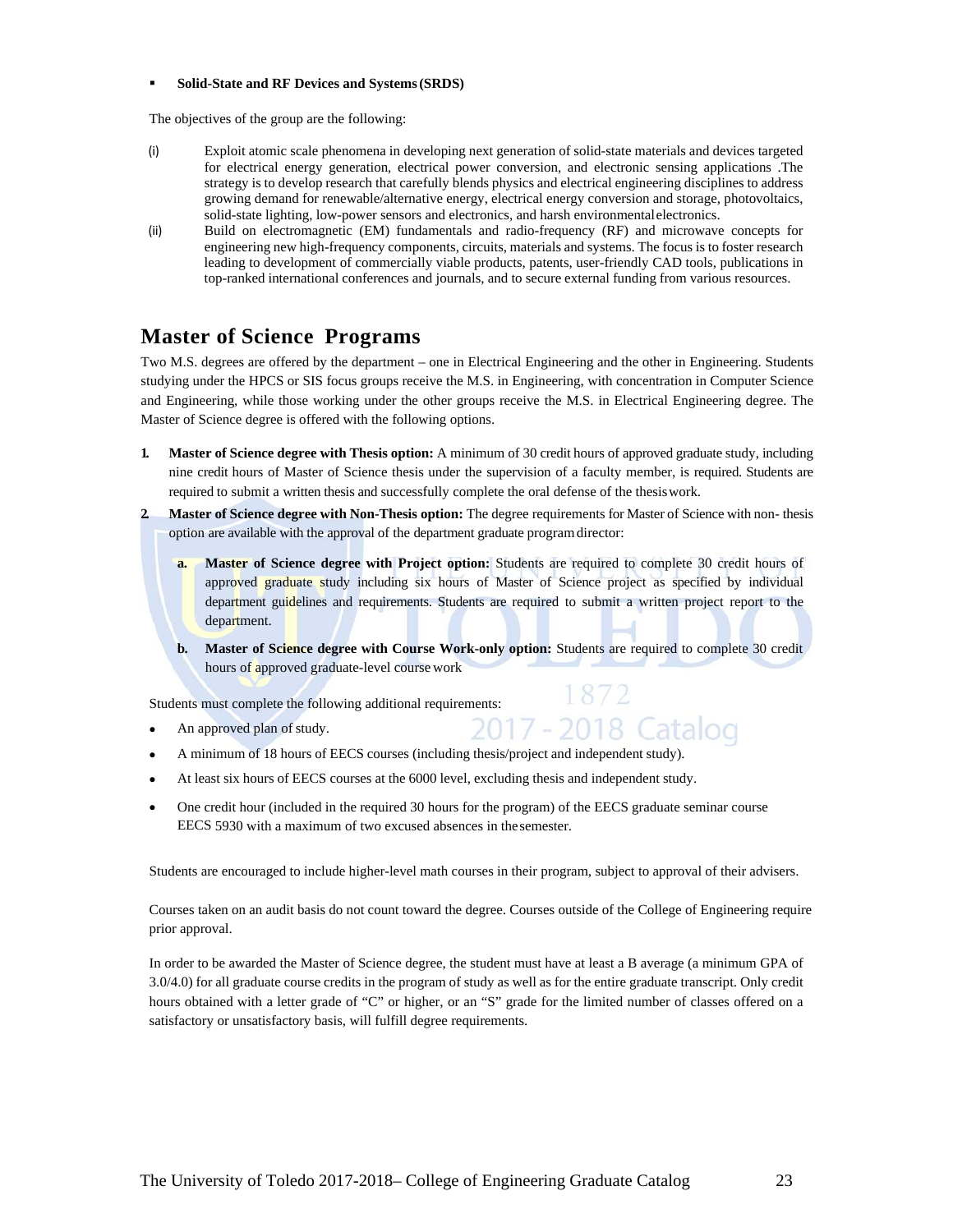- **Solid-State and RF Devices and Systems (SRDS)**

The objectives of the group are the following:

(i) Exploit atomic scale phenomena in developing next generation of solid-state materials and devices targeted for electrical energy generation, electrical power conversion, and electronic sensing applications .The strategy is to develop research that carefully blends physics and electrical engineering disciplines to address growing demand for renewable/alternative energy, electrical energy conversion and storage, photovoltaics, solid-state lighting, low-power sensors and electronics, and harsh environmental electronics.

(ii) Build on electromagnetic (EM) fundamentals and radio-frequency (RF) and microwave concepts for engineering new high-frequency components, circuits, materials and systems. The focus is to foster research leading to development of commercially viable products, patents, user-friendly CAD tools, publications in top-ranked international conferences and journals, and to secure external funding from various resources.

## Master of Science Programs

Two M.S. degrees are offered by the department – one in Electrical Engineering and the other in Engineering. Students studying under the HPCS or SIS focus groups receive the M.S. in Engineering, with concentration in Computer Science and Engineering, while those working under the other groups receive the M.S. in Electrical Engineering degree. The Master of Science degree is offered with the following options.

1. **Master of Science degree with Thesis option:** A minimum of 30 credit hours of approved graduate study, including nine credit hours of Master of Science thesis under the supervision of a faculty member, is required. Students are required to submit a written thesis and successfully complete the oral defense of the thesis work.
2. **Master of Science degree with Non-Thesis option:** The degree requirements for Master of Science with non- thesis option are available with the approval of the department graduate program director:
   a. **Master of Science degree with Project option:** Students are required to complete 30 credit hours of approved graduate study including six hours of Master of Science project as specified by individual department guidelines and requirements. Students are required to submit a written project report to the department.
   b. **Master of Science degree with Course Work-only option:** Students are required to complete 30 credit hours of approved graduate-level course work

Students must complete the following additional requirements:

- An approved plan of study.
- A minimum of 18 hours of EECS courses (including thesis/project and independent study).
- At least six hours of EECS courses at the 6000 level, excluding thesis and independent study.
- One credit hour (included in the required 30 hours for the program) of the EECS graduate seminar course EECS 5930 with a maximum of two excused absences in the semester.

Students are encouraged to include higher-level math courses in their program, subject to approval of their advisers.

Courses taken on an audit basis do not count toward the degree. Courses outside of the College of Engineering require prior approval.

In order to be awarded the Master of Science degree, the student must have at least a B average (a minimum GPA of 3.0/4.0) for all graduate course credits in the program of study as well as for the entire graduate transcript. Only credit hours obtained with a letter grade of "C" or higher, or an "S" grade for the limited number of classes offered on a satisfactory or unsatisfactory basis, will fulfill degree requirements.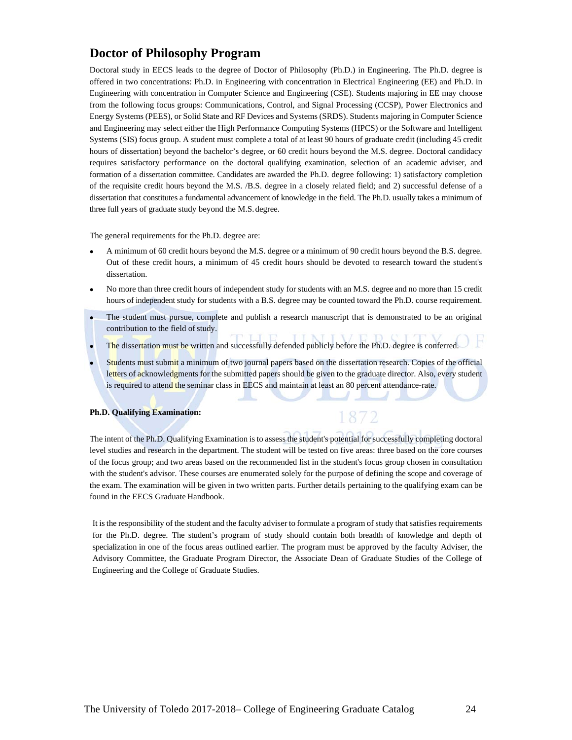## Doctor of Philosophy Program

Doctoral study in EECS leads to the degree of Doctor of Philosophy (Ph.D.) in Engineering. The Ph.D. degree is offered in two concentrations: Ph.D. in Engineering with concentration in Electrical Engineering (EE) and Ph.D. in Engineering with concentration in Computer Science and Engineering (CSE). Students majoring in EE may choose from the following focus groups: Communications, Control, and Signal Processing (CCSP), Power Electronics and Energy Systems (PEES), or Solid State and RF Devices and Systems (SRDS). Students majoring in Computer Science and Engineering may select either the High Performance Computing Systems (HPCS) or the Software and Intelligent Systems (SIS) focus group. A student must complete a total of at least 90 hours of graduate credit (including 45 credit hours of dissertation) beyond the bachelor's degree, or 60 credit hours beyond the M.S. degree. Doctoral candidacy requires satisfactory performance on the doctoral qualifying examination, selection of an academic adviser, and formation of a dissertation committee. Candidates are awarded the Ph.D. degree following: 1) satisfactory completion of the requisite credit hours beyond the M.S. /B.S. degree in a closely related field; and 2) successful defense of a dissertation that constitutes a fundamental advancement of knowledge in the field. The Ph.D. usually takes a minimum of three full years of graduate study beyond the M.S. degree.

The general requirements for the Ph.D. degree are:

- A minimum of 60 credit hours beyond the M.S. degree or a minimum of 90 credit hours beyond the B.S. degree. Out of these credit hours, a minimum of 45 credit hours should be devoted to research toward the student's dissertation.
- No more than three credit hours of independent study for students with an M.S. degree and no more than 15 credit hours of independent study for students with a B.S. degree may be counted toward the Ph.D. course requirement.
- The student must pursue, complete and publish a research manuscript that is demonstrated to be an original contribution to the field of study.
- The dissertation must be written and successfully defended publicly before the Ph.D. degree is conferred.
- Students must submit a minimum of two journal papers based on the dissertation research. Copies of the official letters of acknowledgments for the submitted papers should be given to the graduate director. Also, every student is required to attend the seminar class in EECS and maintain at least an 80 percent attendance-rate.

**Ph.D. Qualifying Examination:**

The intent of the Ph.D. Qualifying Examination is to assess the student's potential for successfully completing doctoral level studies and research in the department. The student will be tested on five areas: three based on the core courses of the focus group; and two areas based on the recommended list in the student's focus group chosen in consultation with the student's advisor. These courses are enumerated solely for the purpose of defining the scope and coverage of the exam. The examination will be given in two written parts. Further details pertaining to the qualifying exam can be found in the EECS Graduate Handbook.

It is the responsibility of the student and the faculty adviser to formulate a program of study that satisfies requirements for the Ph.D. degree. The student's program of study should contain both breadth of knowledge and depth of specialization in one of the focus areas outlined earlier. The program must be approved by the faculty Adviser, the Advisory Committee, the Graduate Program Director, the Associate Dean of Graduate Studies of the College of Engineering and the College of Graduate Studies.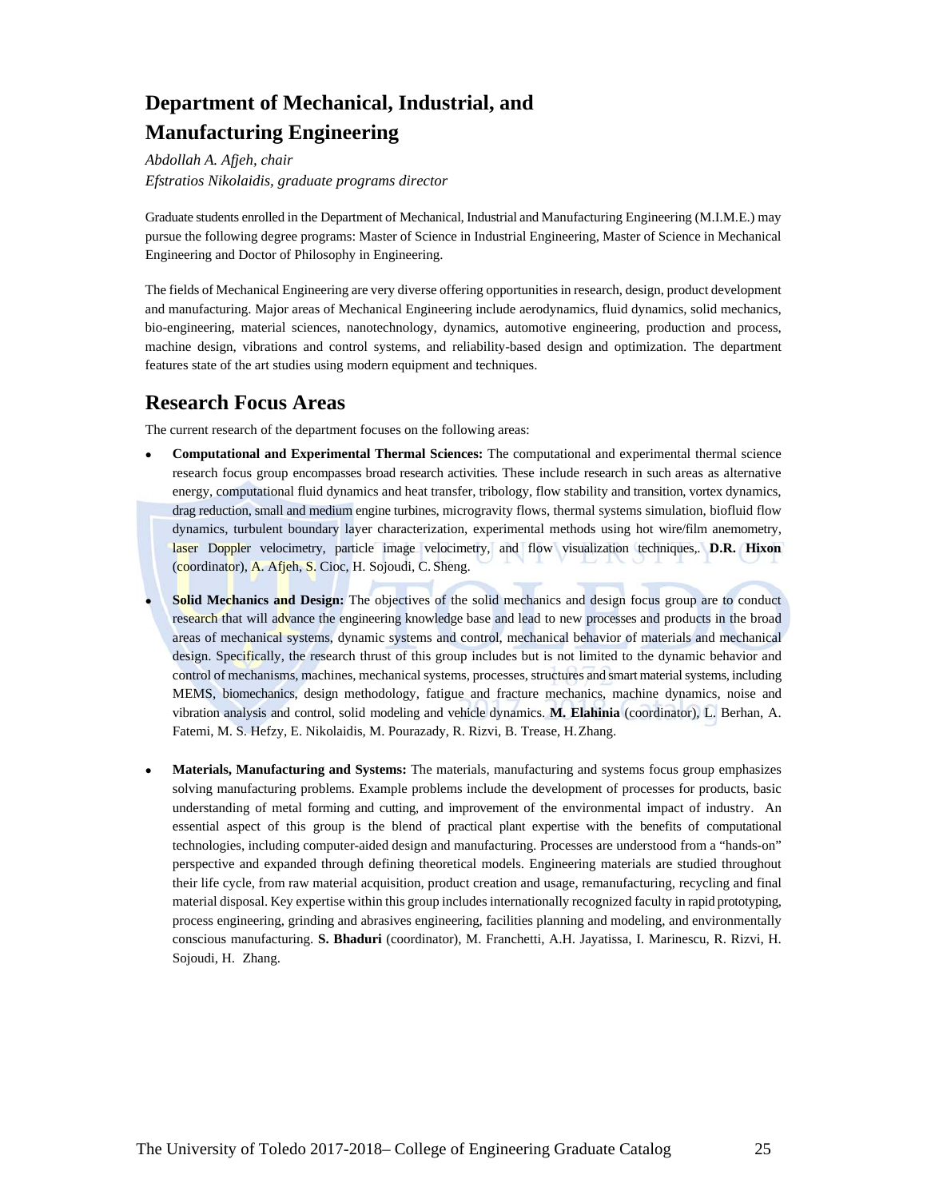## Department of Mechanical, Industrial, and Manufacturing Engineering

*Abdollah A. Afjeh, chair*
*Efstratios Nikolaidis, graduate programs director*

Graduate students enrolled in the Department of Mechanical, Industrial and Manufacturing Engineering (M.I.M.E.) may pursue the following degree programs: Master of Science in Industrial Engineering, Master of Science in Mechanical Engineering and Doctor of Philosophy in Engineering.

The fields of Mechanical Engineering are very diverse offering opportunities in research, design, product development and manufacturing. Major areas of Mechanical Engineering include aerodynamics, fluid dynamics, solid mechanics, bio-engineering, material sciences, nanotechnology, dynamics, automotive engineering, production and process, machine design, vibrations and control systems, and reliability-based design and optimization. The department features state of the art studies using modern equipment and techniques.

## Research Focus Areas

The current research of the department focuses on the following areas:

- **Computational and Experimental Thermal Sciences:** The computational and experimental thermal science research focus group encompasses broad research activities. These include research in such areas as alternative energy, computational fluid dynamics and heat transfer, tribology, flow stability and transition, vortex dynamics, drag reduction, small and medium engine turbines, microgravity flows, thermal systems simulation, biofluid flow dynamics, turbulent boundary layer characterization, experimental methods using hot wire/film anemometry, laser Doppler velocimetry, particle image velocimetry, and flow visualization techniques,. **D.R. Hixon** (coordinator), A. Afjeh, S. Cioc, H. Sojoudi, C. Sheng.

- **Solid Mechanics and Design:** The objectives of the solid mechanics and design focus group are to conduct research that will advance the engineering knowledge base and lead to new processes and products in the broad areas of mechanical systems, dynamic systems and control, mechanical behavior of materials and mechanical design. Specifically, the research thrust of this group includes but is not limited to the dynamic behavior and control of mechanisms, machines, mechanical systems, processes, structures and smart material systems, including MEMS, biomechanics, design methodology, fatigue and fracture mechanics, machine dynamics, noise and vibration analysis and control, solid modeling and vehicle dynamics. **M. Elahinia** (coordinator), L. Berhan, A. Fatemi, M. S. Hefzy, E. Nikolaidis, M. Pourazady, R. Rizvi, B. Trease, H. Zhang.

- **Materials, Manufacturing and Systems:** The materials, manufacturing and systems focus group emphasizes solving manufacturing problems. Example problems include the development of processes for products, basic understanding of metal forming and cutting, and improvement of the environmental impact of industry. An essential aspect of this group is the blend of practical plant expertise with the benefits of computational technologies, including computer-aided design and manufacturing. Processes are understood from a "hands-on" perspective and expanded through defining theoretical models. Engineering materials are studied throughout their life cycle, from raw material acquisition, product creation and usage, remanufacturing, recycling and final material disposal. Key expertise within this group includes internationally recognized faculty in rapid prototyping, process engineering, grinding and abrasives engineering, facilities planning and modeling, and environmentally conscious manufacturing. **S. Bhaduri** (coordinator), M. Franchetti, A.H. Jayatissa, I. Marinescu, R. Rizvi, H. Sojoudi, H. Zhang.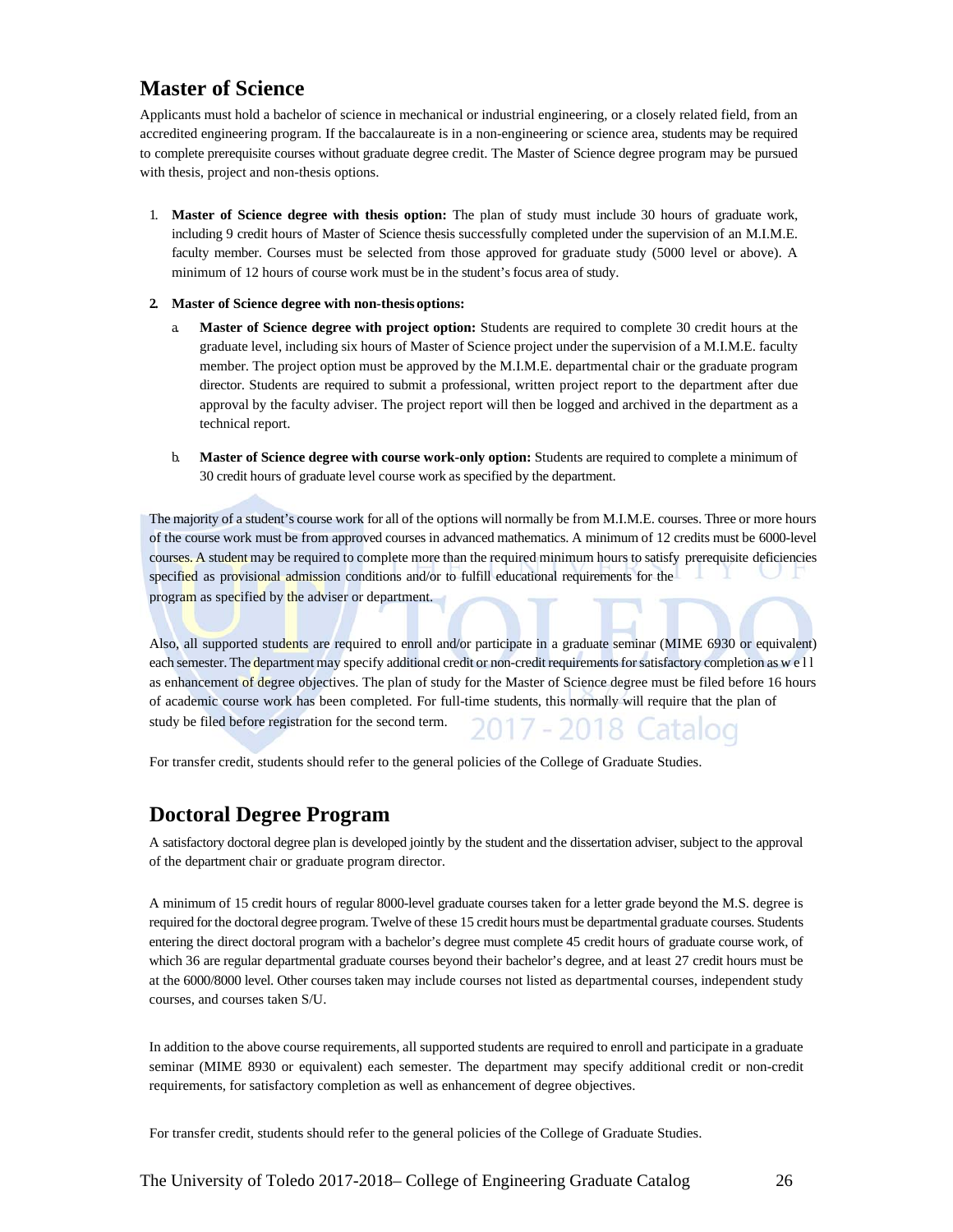## Master of Science

Applicants must hold a bachelor of science in mechanical or industrial engineering, or a closely related field, from an accredited engineering program. If the baccalaureate is in a non-engineering or science area, students may be required to complete prerequisite courses without graduate degree credit. The Master of Science degree program may be pursued with thesis, project and non-thesis options.

1. **Master of Science degree with thesis option:** The plan of study must include 30 hours of graduate work, including 9 credit hours of Master of Science thesis successfully completed under the supervision of an M.I.M.E. faculty member. Courses must be selected from those approved for graduate study (5000 level or above). A minimum of 12 hours of course work must be in the student's focus area of study.

2. **Master of Science degree with non-thesis options:**
   a. **Master of Science degree with project option:** Students are required to complete 30 credit hours at the graduate level, including six hours of Master of Science project under the supervision of a M.I.M.E. faculty member. The project option must be approved by the M.I.M.E. departmental chair or the graduate program director. Students are required to submit a professional, written project report to the department after due approval by the faculty adviser. The project report will then be logged and archived in the department as a technical report.

   b. **Master of Science degree with course work-only option:** Students are required to complete a minimum of 30 credit hours of graduate level course work as specified by the department.

The majority of a student's course work for all of the options will normally be from M.I.M.E. courses. Three or more hours of the course work must be from approved courses in advanced mathematics. A minimum of 12 credits must be 6000-level courses. A student may be required to complete more than the required minimum hours to satisfy prerequisite deficiencies specified as provisional admission conditions and/or to fulfill educational requirements for the program as specified by the adviser or department.

Also, all supported students are required to enroll and/or participate in a graduate seminar (MIME 6930 or equivalent) each semester. The department may specify additional credit or non-credit requirements for satisfactory completion as well as enhancement of degree objectives. The plan of study for the Master of Science degree must be filed before 16 hours of academic course work has been completed. For full-time students, this normally will require that the plan of study be filed before registration for the second term.

For transfer credit, students should refer to the general policies of the College of Graduate Studies.

## Doctoral Degree Program

A satisfactory doctoral degree plan is developed jointly by the student and the dissertation adviser, subject to the approval of the department chair or graduate program director.

A minimum of 15 credit hours of regular 8000-level graduate courses taken for a letter grade beyond the M.S. degree is required for the doctoral degree program. Twelve of these 15 credit hours must be departmental graduate courses. Students entering the direct doctoral program with a bachelor's degree must complete 45 credit hours of graduate course work, of which 36 are regular departmental graduate courses beyond their bachelor's degree, and at least 27 credit hours must be at the 6000/8000 level. Other courses taken may include courses not listed as departmental courses, independent study courses, and courses taken S/U.

In addition to the above course requirements, all supported students are required to enroll and participate in a graduate seminar (MIME 8930 or equivalent) each semester. The department may specify additional credit or non-credit requirements, for satisfactory completion as well as enhancement of degree objectives.

For transfer credit, students should refer to the general policies of the College of Graduate Studies.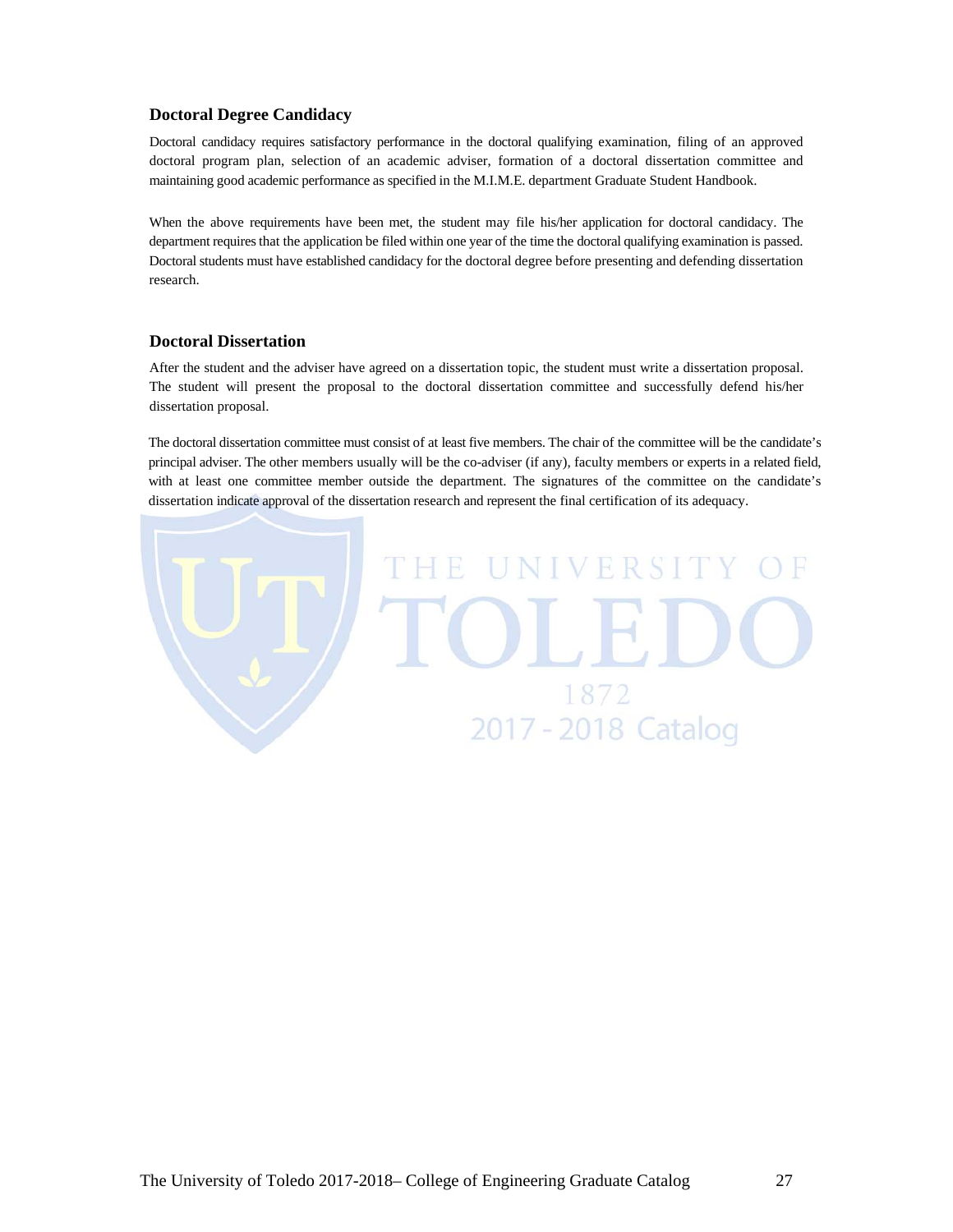### Doctoral Degree Candidacy

Doctoral candidacy requires satisfactory performance in the doctoral qualifying examination, filing of an approved doctoral program plan, selection of an academic adviser, formation of a doctoral dissertation committee and maintaining good academic performance as specified in the M.I.M.E. department Graduate Student Handbook.

When the above requirements have been met, the student may file his/her application for doctoral candidacy. The department requires that the application be filed within one year of the time the doctoral qualifying examination is passed. Doctoral students must have established candidacy for the doctoral degree before presenting and defending dissertation research.

### Doctoral Dissertation

After the student and the adviser have agreed on a dissertation topic, the student must write a dissertation proposal. The student will present the proposal to the doctoral dissertation committee and successfully defend his/her dissertation proposal.

The doctoral dissertation committee must consist of at least five members. The chair of the committee will be the candidate's principal adviser. The other members usually will be the co-adviser (if any), faculty members or experts in a related field, with at least one committee member outside the department. The signatures of the committee on the candidate's dissertation indicate approval of the dissertation research and represent the final certification of its adequacy.